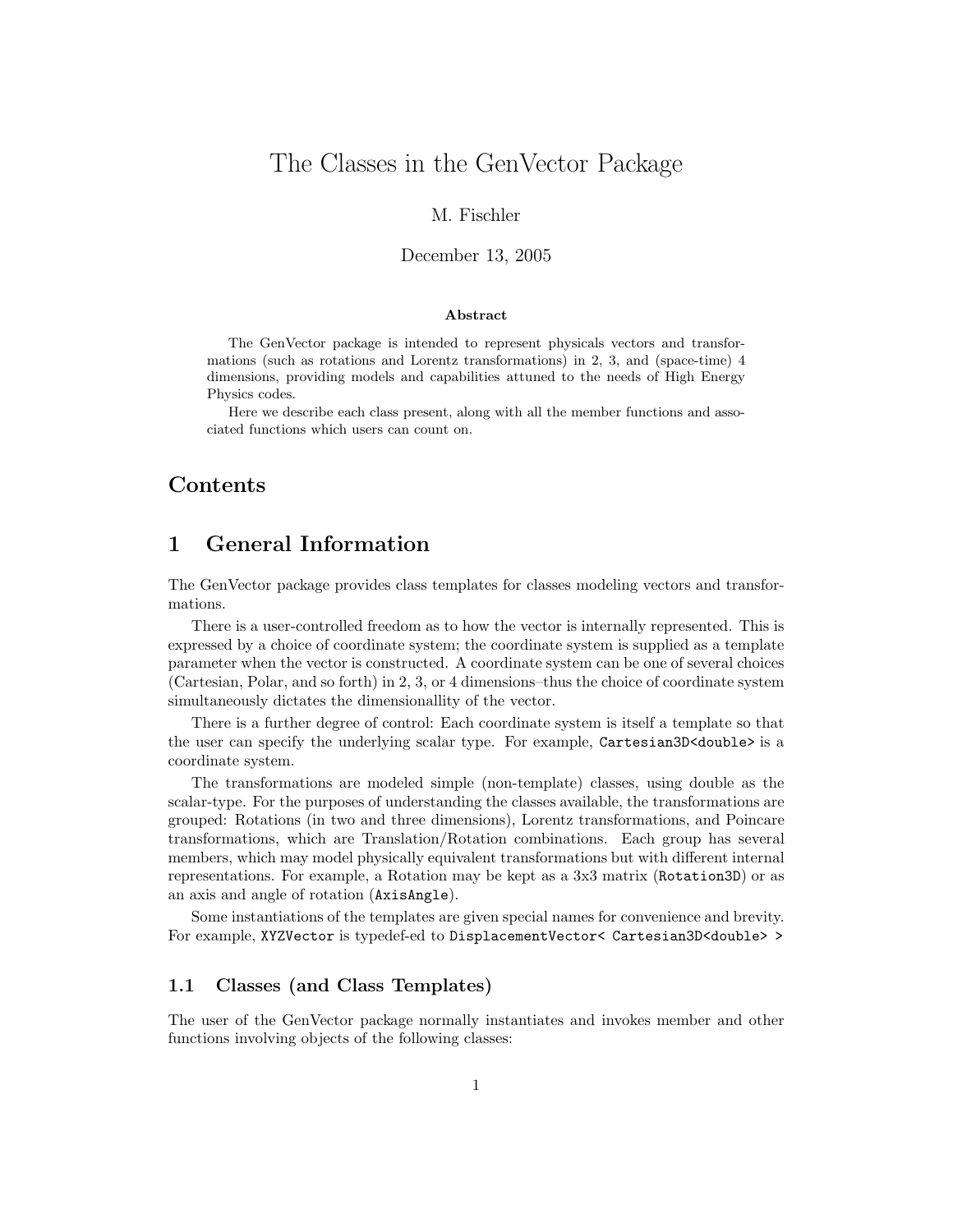# The Classes in the GenVector Package

M. Fischler

December 13, 2005

**Abstract**

The GenVector package is intended to represent physicals vectors and transformations (such as rotations and Lorentz transformations) in 2, 3, and (space-time) 4 dimensions, providing models and capabilities attuned to the needs of High Energy Physics codes.

Here we describe each class present, along with all the member functions and associated functions which users can count on.

## Contents

# 1 General Information

The GenVector package provides class templates for classes modeling vectors and transformations.

There is a user-controlled freedom as to how the vector is internally represented. This is expressed by a choice of coordinate system; the coordinate system is supplied as a template parameter when the vector is constructed. A coordinate system can be one of several choices (Cartesian, Polar, and so forth) in 2, 3, or 4 dimensions–thus the choice of coordinate system simultaneosly dictates the dimensionallity of the vector.

There is a further degree of control: Each coordinate system is itself a template so that the user can specify the underlying scalar type. For example, `Cartesian3D<double>` is a coordinate system.

The transformations are modeled simple (non-template) classes, using double as the scalar-type. For the purposes of understanding the classes available, the transformations are grouped: Rotations (in two and three dimensions), Lorentz transformations, and Poincare transformations, which are Translation/Rotation combinations. Each group has several members, which may model physically equivalent transformations but with different internal representations. For example, a Rotation may be kept as a 3x3 matrix (`Rotation3D`) or as an axis and angle of rotation (`AxisAngle`).

Some instantiations of the templates are given special names for convenience and brevity. For example, `XYZVector` is typedef-ed to `DisplacementVector< Cartesian3D<double> >`

## 1.1 Classes (and Class Templates)

The user of the GenVector package normally instantiates and invokes member and other functions involving objects of the following classes: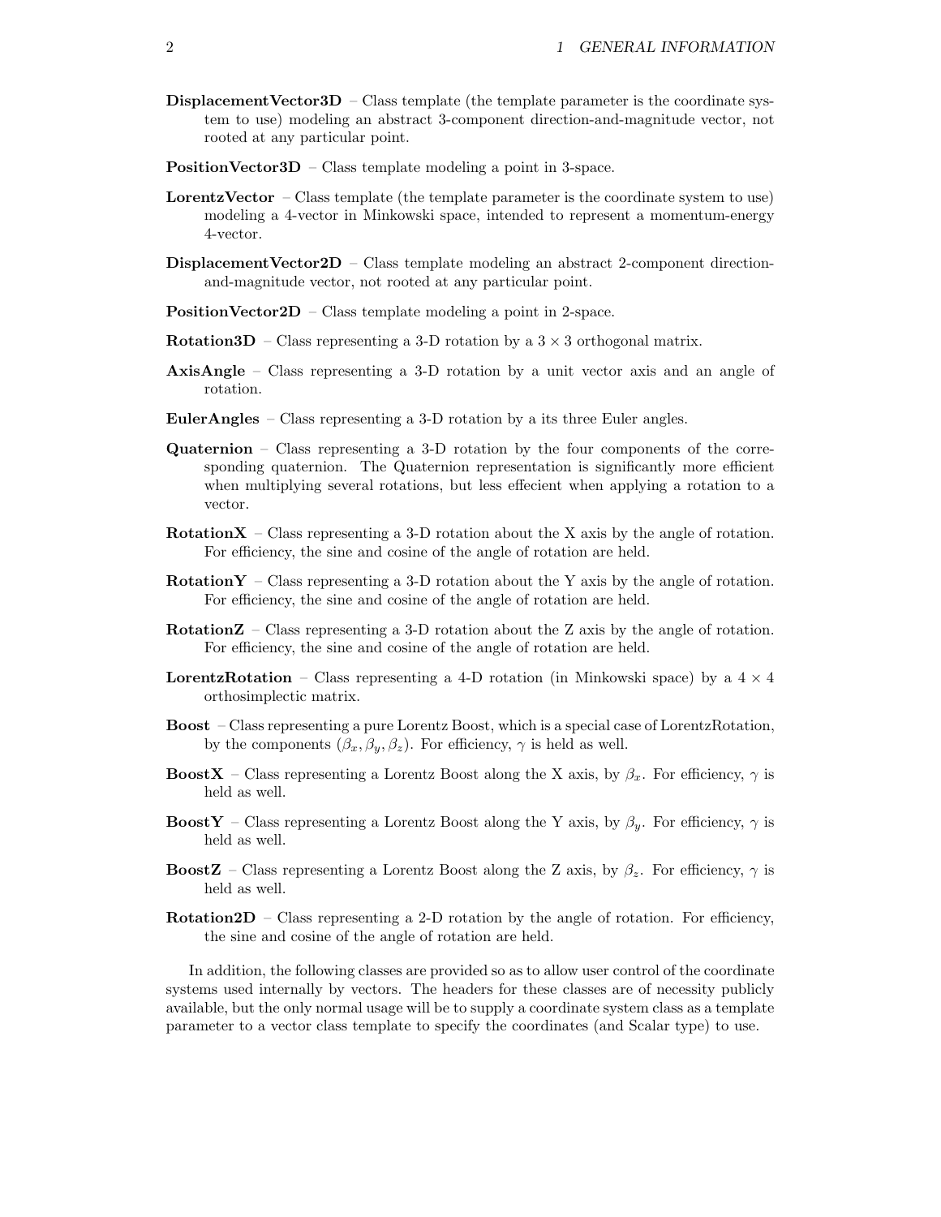**DisplacementVector3D** – Class template (the template parameter is the coordinate system to use) modeling an abstract 3-component direction-and-magnitude vector, not rooted at any particular point.

**PositionVector3D** – Class template modeling a point in 3-space.

**LorentzVector** – Class template (the template parameter is the coordinate system to use) modeling a 4-vector in Minkowski space, intended to represent a momentum-energy 4-vector.

**DisplacementVector2D** – Class template modeling an abstract 2-component direction-and-magnitude vector, not rooted at any particular point.

**PositionVector2D** – Class template modeling a point in 2-space.

**Rotation3D** – Class representing a 3-D rotation by a $3 \times 3$ orthogonal matrix.

**AxisAngle** – Class representing a 3-D rotation by a unit vector axis and an angle of rotation.

**EulerAngles** – Class representing a 3-D rotation by a its three Euler angles.

**Quaternion** – Class representing a 3-D rotation by the four components of the corresponding quaternion. The Quaternion representation is significantly more efficient when multiplying several rotations, but less effecient when applying a rotation to a vector.

**RotationX** – Class representing a 3-D rotation about the X axis by the angle of rotation. For efficiency, the sine and cosine of the angle of rotation are held.

**RotationY** – Class representing a 3-D rotation about the Y axis by the angle of rotation. For efficiency, the sine and cosine of the angle of rotation are held.

**RotationZ** – Class representing a 3-D rotation about the Z axis by the angle of rotation. For efficiency, the sine and cosine of the angle of rotation are held.

**LorentzRotation** – Class representing a 4-D rotation (in Minkowski space) by a $4 \times 4$ orthosimplectic matrix.

**Boost** – Class representing a pure Lorentz Boost, which is a special case of LorentzRotation, by the components $(\beta_x, \beta_y, \beta_z)$. For efficiency, $\gamma$ is held as well.

**BoostX** – Class representing a Lorentz Boost along the X axis, by $\beta_x$. For efficiency, $\gamma$ is held as well.

**BoostY** – Class representing a Lorentz Boost along the Y axis, by $\beta_y$. For efficiency, $\gamma$ is held as well.

**BoostZ** – Class representing a Lorentz Boost along the Z axis, by $\beta_z$. For efficiency, $\gamma$ is held as well.

**Rotation2D** – Class representing a 2-D rotation by the angle of rotation. For efficiency, the sine and cosine of the angle of rotation are held.

In addition, the following classes are provided so as to allow user control of the coordinate systems used internally by vectors. The headers for these classes are of necessity publicly available, but the only normal usage will be to supply a coordinate system class as a template parameter to a vector class template to specify the coordinates (and Scalar type) to use.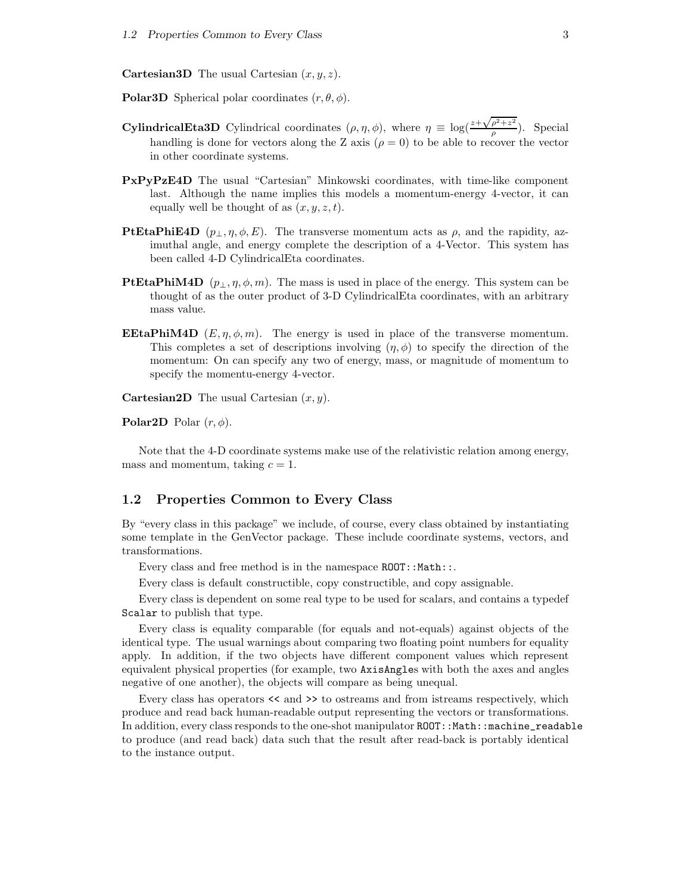**Cartesian3D** The usual Cartesian $(x, y, z)$.

**Polar3D** Spherical polar coordinates $(r, \theta, \phi)$.

**CylindricalEta3D** Cylindrical coordinates $(\rho, \eta, \phi)$, where $\eta \equiv \log(\frac{z+\sqrt{\rho^2+z^2}}{\rho})$. Special handling is done for vectors along the Z axis ($\rho = 0$) to be able to recover the vector in other coordinate systems.

**PxPyPzE4D** The usual "Cartesian" Minkowski coordinates, with time-like component last. Although the name implies this models a momentum-energy 4-vector, it can equally well be thought of as $(x, y, z, t)$.

**PtEtaPhiE4D** $(p_\perp, \eta, \phi, E)$. The transverse momentum acts as $\rho$, and the rapidity, azimuthal angle, and energy complete the description of a 4-Vector. This system has been called 4-D CylindricalEta coordinates.

**PtEtaPhiM4D** $(p_\perp, \eta, \phi, m)$. The mass is used in place of the energy. This system can be thought of as the outer product of 3-D CylindricalEta coordinates, with an arbitrary mass value.

**EEtaPhiM4D** $(E, \eta, \phi, m)$. The energy is used in place of the transverse momentum. This completes a set of descriptions involving $(\eta, \phi)$ to specify the direction of the momentum: On can specify any two of energy, mass, or magnitude of momentum to specify the momentu-energy 4-vector.

**Cartesian2D** The usual Cartesian $(x, y)$.

**Polar2D** Polar $(r, \phi)$.

Note that the 4-D coordinate systems make use of the relativistic relation among energy, mass and momentum, taking $c = 1$.

## 1.2 Properties Common to Every Class

By "every class in this package" we include, of course, every class obtained by instantiating some template in the GenVector package. These include coordinate systems, vectors, and transformations.

Every class and free method is in the namespace `ROOT::Math::`.

Every class is default constructible, copy constructible, and copy assignable.

Every class is dependent on some real type to be used for scalars, and contains a typedef `Scalar` to publish that type.

Every class is equality comparable (for equals and not-equals) against objects of the identical type. The usual warnings about comparing two floating point numbers for equality apply. In addition, if the two objects have different component values which represent equivalent physical properties (for example, two `AxisAngle`s with both the axes and angles negative of one another), the objects will compare as being unequal.

Every class has operators `<<` and `>>` to ostreams and from istreams respectively, which produce and read back human-readable output representing the vectors or transformations. In addition, every class responds to the one-shot manipulator `ROOT::Math::machine_readable` to produce (and read back) data such that the result after read-back is portably identical to the instance output.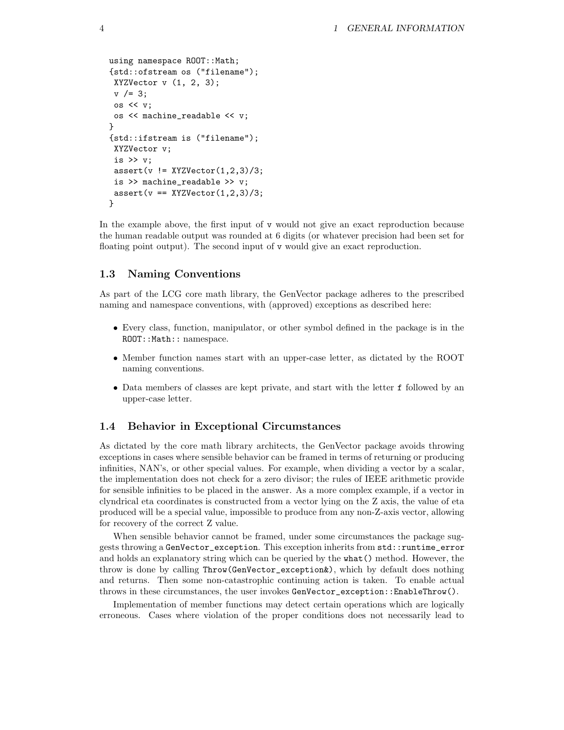```
using namespace ROOT::Math;
{std::ofstream os ("filename");
 XYZVector v (1, 2, 3);
 v /= 3;
 os << v;
 os << machine_readable << v;
}
{std::ifstream is ("filename");
 XYZVector v;
 is >> v;
 assert(v != XYZVector(1,2,3)/3;
 is >> machine_readable >> v;
 assert(v == XYZVector(1,2,3)/3;
}
```

In the example above, the first input of `v` would not give an exact reproduction because the human readable output was rounded at 6 digits (or whatever precision had been set for floating point output). The second input of `v` would give an exact reproduction.

### 1.3 Naming Conventions

As part of the LCG core math library, the GenVector package adheres to the prescribed naming and namespace conventions, with (approved) exceptions as described here:

- Every class, function, manipulator, or other symbol defined in the package is in the `ROOT::Math::` namespace.
- Member function names start with an upper-case letter, as dictated by the ROOT naming conventions.
- Data members of classes are kept private, and start with the letter `f` followed by an upper-case letter.

### 1.4 Behavior in Exceptional Circumstances

As dictated by the core math library architects, the GenVector package avoids throwing exceptions in cases where sensible behavior can be framed in terms of returning or producing infinities, NAN's, or other special values. For example, when dividing a vector by a scalar, the implementation does not check for a zero divisor; the rules of IEEE arithmetic provide for sensible infinities to be placed in the answer. As a more complex example, if a vector in clyndrical eta coordinates is constructed from a vector lying on the Z axis, the value of eta produced will be a special value, impossible to produce from any non-Z-axis vector, allowing for recovery of the correct Z value.

When sensible behavior cannot be framed, under some circumstances the package suggests throwing a `GenVector_exception`. This exception inherits from `std::runtime_error` and holds an explanatory string which can be queried by the `what()` method. However, the throw is done by calling `Throw(GenVector_exception&)`, which by default does nothing and returns. Then some non-catastrophic continuing action is taken. To enable actual throws in these circumstances, the user invokes `GenVector_exception::EnableThrow()`.

Implementation of member functions may detect certain operations which are logically erroneous. Cases where violation of the proper conditions does not necessarily lead to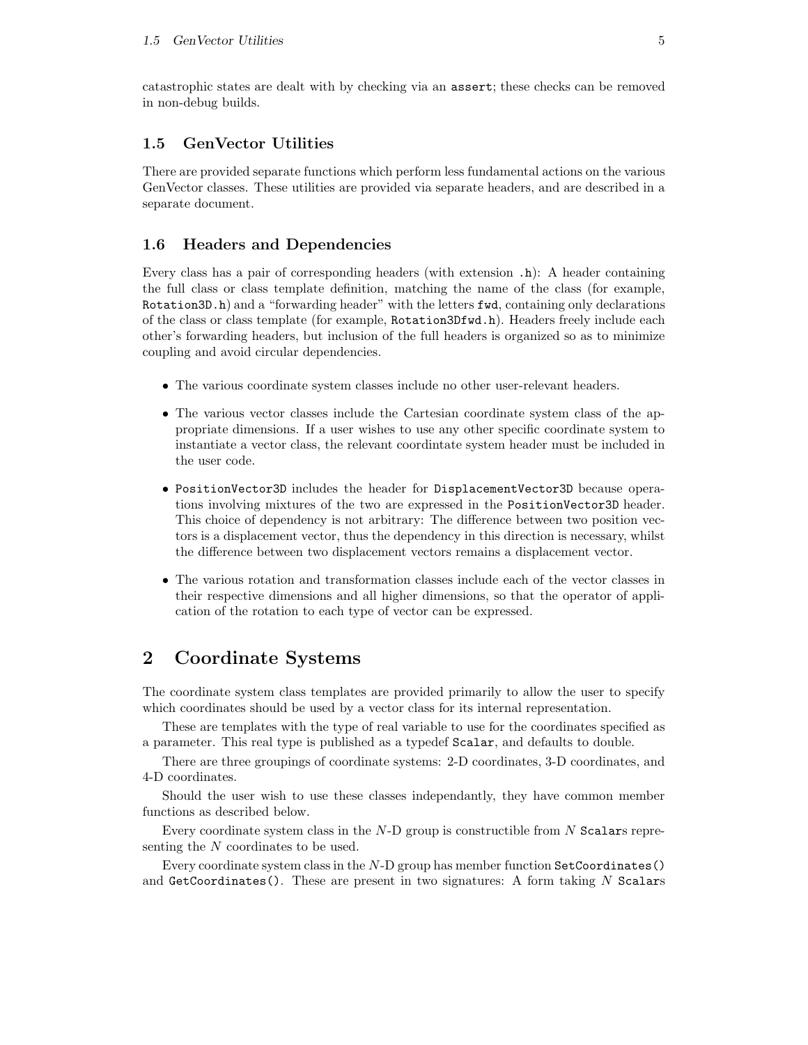catastrophic states are dealt with by checking via an `assert`; these checks can be removed in non-debug builds.

### 1.5 GenVector Utilities

There are provided separate functions which perform less fundamental actions on the various GenVector classes. These utilities are provided via separate headers, and are described in a separate document.

### 1.6 Headers and Dependencies

Every class has a pair of corresponding headers (with extension `.h`): A header containing the full class or class template definition, matching the name of the class (for example, `Rotation3D.h`) and a "forwarding header" with the letters `fwd`, containing only declarations of the class or class template (for example, `Rotation3Dfwd.h`). Headers freely include each other's forwarding headers, but inclusion of the full headers is organized so as to minimize coupling and avoid circular dependencies.

- The various coordinate system classes include no other user-relevant headers.
- The various vector classes include the Cartesian coordinate system class of the appropriate dimensions. If a user wishes to use any other specific coordinate system to instantiate a vector class, the relevant coordintate system header must be included in the user code.
- `PositionVector3D` includes the header for `DisplacementVector3D` because operations involving mixtures of the two are expressed in the `PositionVector3D` header. This choice of dependency is not arbitrary: The difference between two position vectors is a displacement vector, thus the dependency in this direction is necessary, whilst the difference between two displacement vectors remains a displacement vector.
- The various rotation and transformation classes include each of the vector classes in their respective dimensions and all higher dimensions, so that the operator of application of the rotation to each type of vector can be expressed.

## 2 Coordinate Systems

The coordinate system class templates are provided primarily to allow the user to specify which coordinates should be used by a vector class for its internal representation.

These are templates with the type of real variable to use for the coordinates specified as a parameter. This real type is published as a typedef `Scalar`, and defaults to double.

There are three groupings of coordinate systems: 2-D coordinates, 3-D coordinates, and 4-D coordinates.

Should the user wish to use these classes independantly, they have common member functions as described below.

Every coordinate system class in the $N$-D group is constructible from $N$ `Scalar`s representing the $N$ coordinates to be used.

Every coordinate system class in the $N$-D group has member function `SetCoordinates()` and `GetCoordinates()`. These are present in two signatures: A form taking $N$ `Scalar`s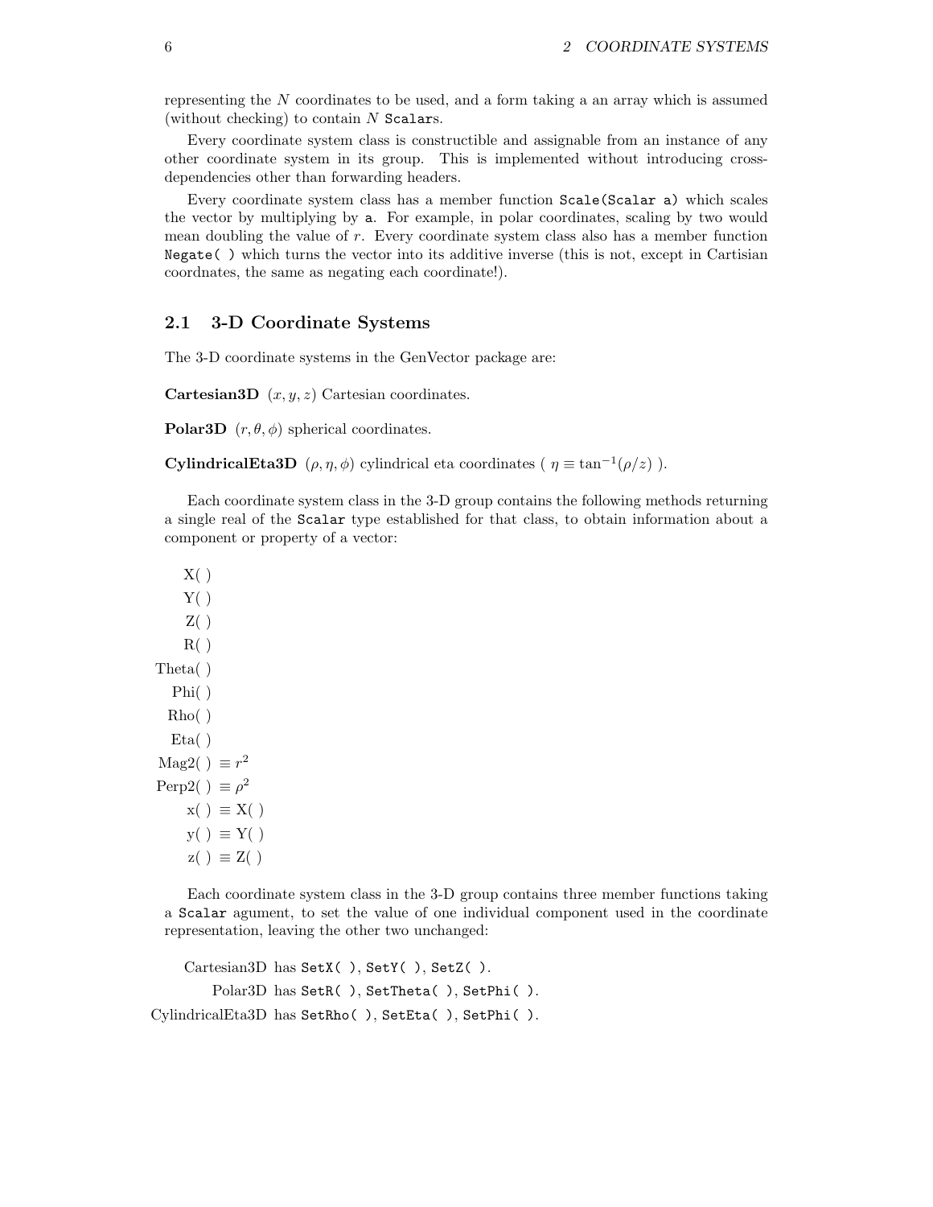representing the $N$ coordinates to be used, and a form taking a an array which is assumed (without checking) to contain $N$ `Scalar`s.

Every coordinate system class is constructible and assignable from an instance of any other coordinate system in its group. This is implemented without introducing cross-dependencies other than forwarding headers.

Every coordinate system class has a member function `Scale(Scalar a)` which scales the vector by multiplying by `a`. For example, in polar coordinates, scaling by two would mean doubling the value of $r$. Every coordinate system class also has a member function `Negate( )` which turns the vector into its additive inverse (this is not, except in Cartisian coordnates, the same as negating each coordinate!).

## 2.1 3-D Coordinate Systems

The 3-D coordinate systems in the GenVector package are:

**Cartesian3D** $(x, y, z)$ Cartesian coordinates.

**Polar3D** $(r, \theta, \phi)$ spherical coordinates.

**CylindricalEta3D** $(\rho, \eta, \phi)$ cylindrical eta coordinates ( $\eta \equiv \tan^{-1}(\rho/z)$ ).

Each coordinate system class in the 3-D group contains the following methods returning a single real of the `Scalar` type established for that class, to obtain information about a component or property of a vector:

X( )
Y( )
Z( )
R( )
Theta( )
Phi( )
Rho( )
Eta( )
Mag2( ) $\equiv r^2$
Perp2( ) $\equiv \rho^2$
x( ) $\equiv$ X( )
y( ) $\equiv$ Y( )
z( ) $\equiv$ Z( )

Each coordinate system class in the 3-D group contains three member functions taking a `Scalar` agument, to set the value of one individual component used in the coordinate representation, leaving the other two unchanged:

Cartesian3D has `SetX( )`, `SetY( )`, `SetZ( )`.
Polar3D has `SetR( )`, `SetTheta( )`, `SetPhi( )`.
CylindricalEta3D has `SetRho( )`, `SetEta( )`, `SetPhi( )`.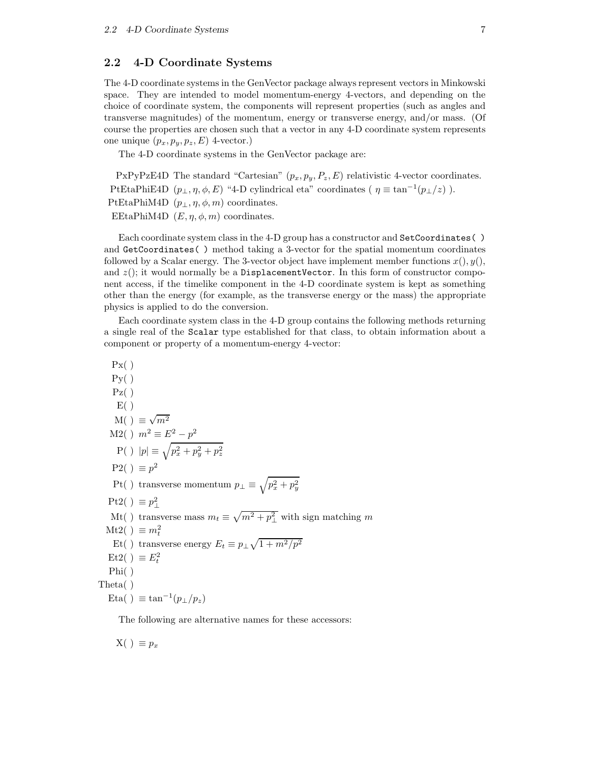## 2.2 4-D Coordinate Systems

The 4-D coordinate systems in the GenVector package always represent vectors in Minkowski space. They are intended to model momentum-energy 4-vectors, and depending on the choice of coordinate system, the components will represent properties (such as angles and transverse magnitudes) of the momentum, energy or transverse energy, and/or mass. (Of course the properties are chosen such that a vector in any 4-D coordinate system represents one unique $(p_x, p_y, p_z, E)$ 4-vector.)

The 4-D coordinate systems in the GenVector package are:

- PxPyPzE4D The standard "Cartesian" $(p_x, p_y, P_z, E)$ relativistic 4-vector coordinates.
- PtEtaPhiE4D $(p_\perp, \eta, \phi, E)$ "4-D cylindrical eta" coordinates ( $\eta \equiv \tan^{-1}(p_\perp/z)$ ).
- PtEtaPhiM4D $(p_\perp, \eta, \phi, m)$ coordinates.
- EEtaPhiM4D $(E, \eta, \phi, m)$ coordinates.

Each coordinate system class in the 4-D group has a constructor and `SetCoordinates( )` and `GetCoordinates( )` method taking a 3-vector for the spatial momentum coordinates followed by a Scalar energy. The 3-vector object have implement member functions $x(), y()$, and $z()$; it would normally be a `DisplacementVector`. In this form of constructor component access, if the timelike component in the 4-D coordinate system is kept as something other than the energy (for example, as the transverse energy or the mass) the appropriate physics is applied to do the conversion.

Each coordinate system class in the 4-D group contains the following methods returning a single real of the `Scalar` type established for that class, to obtain information about a component or property of a momentum-energy 4-vector:

- Px( )
- Py( )
- Pz( )
- E( )
- M( ) $\equiv \sqrt{m^2}$
- M2( ) $m^2 \equiv E^2 - p^2$
- P( ) $|p| \equiv \sqrt{p_x^2 + p_y^2 + p_z^2}$
- P2( ) $\equiv p^2$
- Pt( ) transverse momentum $p_\perp \equiv \sqrt{p_x^2 + p_y^2}$
- Pt2( ) $\equiv p_\perp^2$
- Mt( ) transverse mass $m_t \equiv \sqrt{m^2 + p_\perp^2}$ with sign matching $m$
- Mt2( ) $\equiv m_t^2$
- Et( ) transverse energy $E_t \equiv p_\perp \sqrt{1 + m^2/p^2}$
- Et2( ) $\equiv E_t^2$
- Phi( )
- Theta( )
- Eta( ) $\equiv \tan^{-1}(p_\perp/p_z)$

The following are alternative names for these accessors:

- X( ) $\equiv p_x$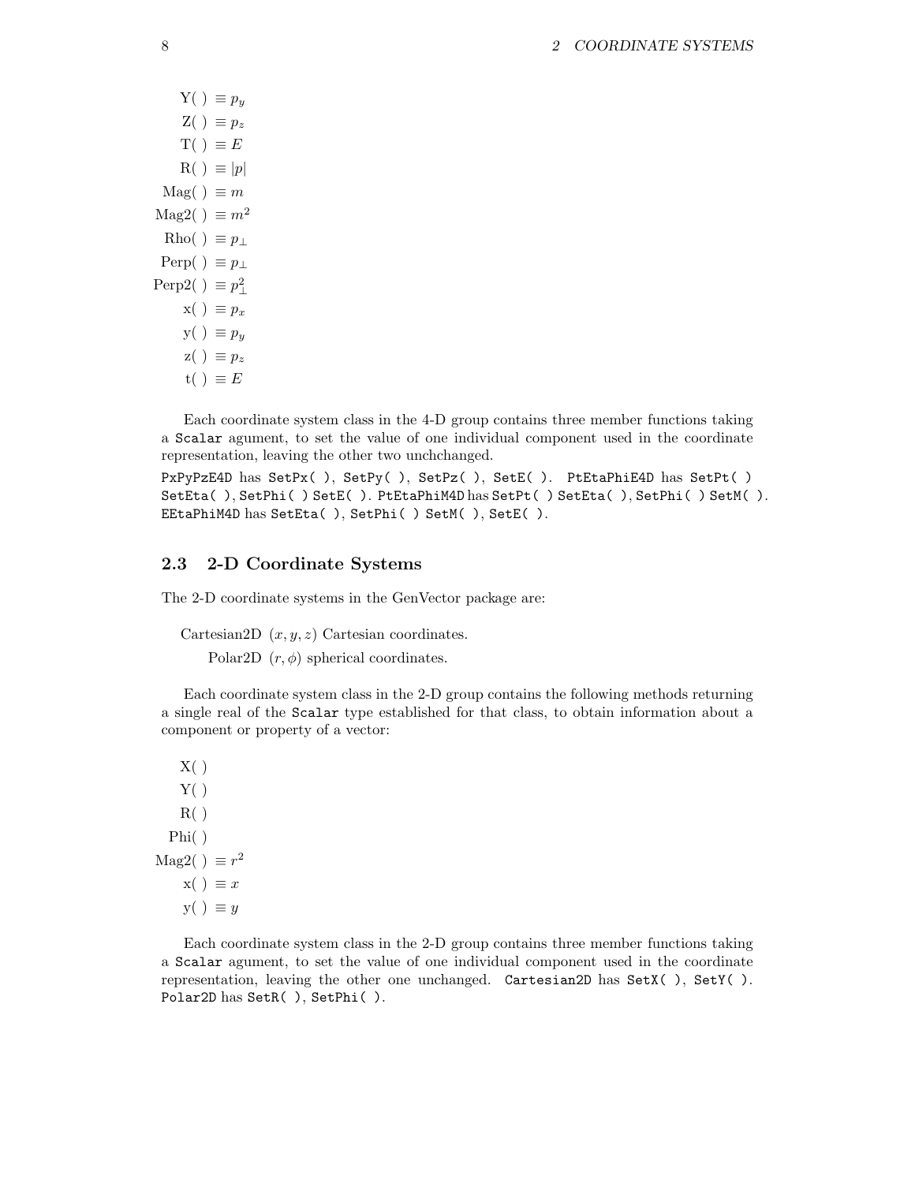Y( ) $\equiv p_y$

Z( ) $\equiv p_z$

T( ) $\equiv E$

R( ) $\equiv |p|$

Mag( ) $\equiv m$

Mag2( ) $\equiv m^2$

Rho( ) $\equiv p_\perp$

Perp( ) $\equiv p_\perp$

Perp2( ) $\equiv p_\perp^2$

x( ) $\equiv p_x$

y( ) $\equiv p_y$

z( ) $\equiv p_z$

t( ) $\equiv E$

Each coordinate system class in the 4-D group contains three member functions taking a `Scalar` agument, to set the value of one individual component used in the coordinate representation, leaving the other two unchchanged.

`PxPyPzE4D` has `SetPx( )`, `SetPy( )`, `SetPz( )`, `SetE( )`. `PtEtaPhiE4D` has `SetPt( )` `SetEta( )`, `SetPhi( )` `SetE( )`. `PtEtaPhiM4D` has `SetPt( )` `SetEta( )`, `SetPhi( )` `SetM( )`. `EEtaPhiM4D` has `SetEta( )`, `SetPhi( )` `SetM( )`, `SetE( )`.

## 2.3 2-D Coordinate Systems

The 2-D coordinate systems in the GenVector package are:

Cartesian2D $(x, y, z)$ Cartesian coordinates.

Polar2D $(r, \phi)$ spherical coordinates.

Each coordinate system class in the 2-D group contains the following methods returning a single real of the `Scalar` type established for that class, to obtain information about a component or property of a vector:

X( )

Y( )

R( )

Phi( )

Mag2( ) $\equiv r^2$

x( ) $\equiv x$

y( ) $\equiv y$

Each coordinate system class in the 2-D group contains three member functions taking a `Scalar` agument, to set the value of one individual component used in the coordinate representation, leaving the other one unchanged. `Cartesian2D` has `SetX( )`, `SetY( )`. `Polar2D` has `SetR( )`, `SetPhi( )`.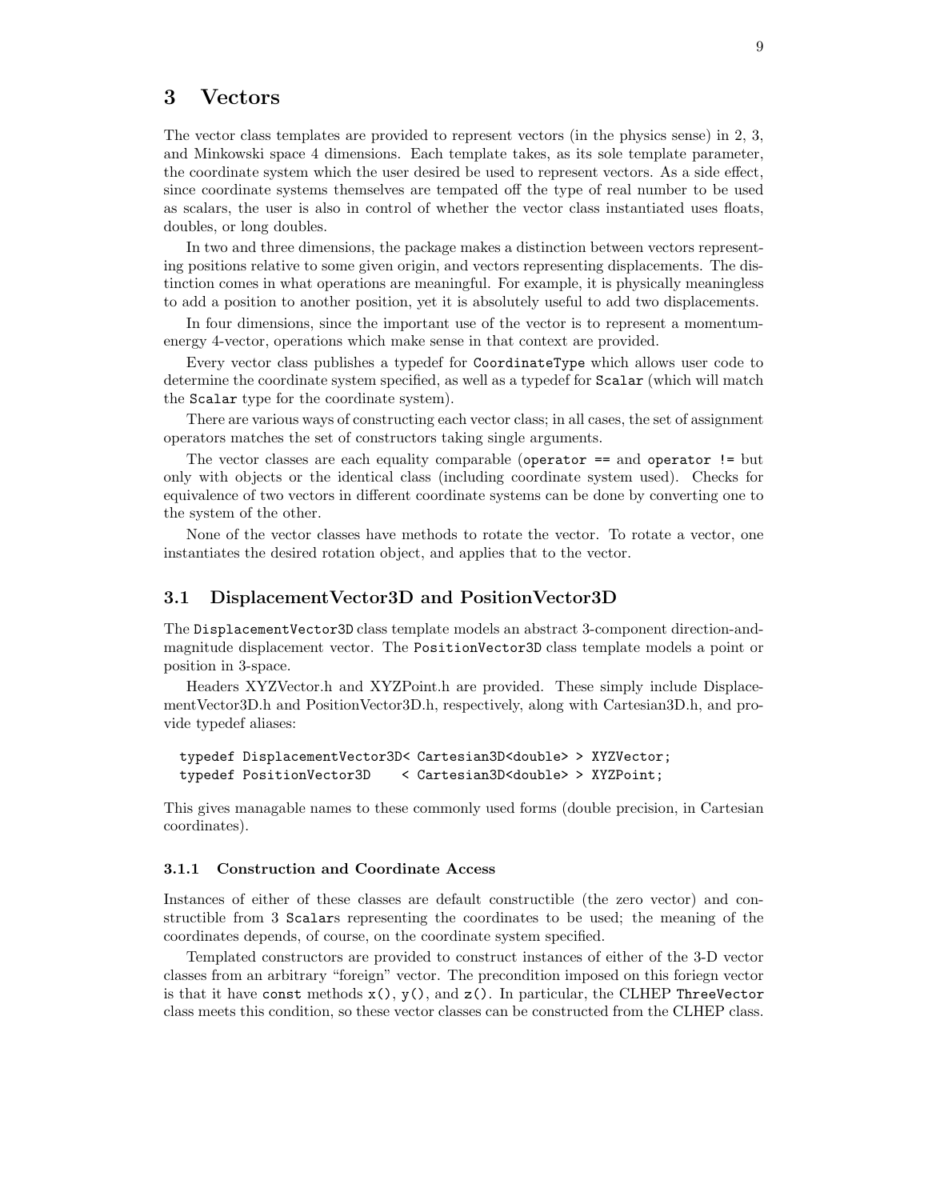# 3 Vectors

The vector class templates are provided to represent vectors (in the physics sense) in 2, 3, and Minkowski space 4 dimensions. Each template takes, as its sole template parameter, the coordinate system which the user desired be used to represent vectors. As a side effect, since coordinate systems themselves are tempated off the type of real number to be used as scalars, the user is also in control of whether the vector class instantiated uses floats, doubles, or long doubles.

In two and three dimensions, the package makes a distinction between vectors representing positions relative to some given origin, and vectors representing displacements. The distinction comes in what operations are meaningful. For example, it is physically meaningless to add a position to another position, yet it is absolutely useful to add two displacements.

In four dimensions, since the important use of the vector is to represent a momentum-energy 4-vector, operations which make sense in that context are provided.

Every vector class publishes a typedef for `CoordinateType` which allows user code to determine the coordinate system specified, as well as a typedef for `Scalar` (which will match the `Scalar` type for the coordinate system).

There are various ways of constructing each vector class; in all cases, the set of assignment operators matches the set of constructors taking single arguments.

The vector classes are each equality comparable (`operator ==` and `operator !=` but only with objects or the identical class (including coordinate system used). Checks for equivalence of two vectors in different coordinate systems can be done by converting one to the system of the other.

None of the vector classes have methods to rotate the vector. To rotate a vector, one instantiates the desired rotation object, and applies that to the vector.

## 3.1 DisplacementVector3D and PositionVector3D

The `DisplacementVector3D` class template models an abstract 3-component direction-and-magnitude displacement vector. The `PositionVector3D` class template models a point or position in 3-space.

Headers XYZVector.h and XYZPoint.h are provided. These simply include DisplacementVector3D.h and PositionVector3D.h, respectively, along with Cartesian3D.h, and provide typedef aliases:

```
typedef DisplacementVector3D< Cartesian3D<double> > XYZVector;
typedef PositionVector3D    < Cartesian3D<double> > XYZPoint;
```

This gives managable names to these commonly used forms (double precision, in Cartesian coordinates).

### 3.1.1 Construction and Coordinate Access

Instances of either of these classes are default constructible (the zero vector) and constructible from 3 `Scalar`s representing the coordinates to be used; the meaning of the coordinates depends, of course, on the coordinate system specified.

Templated constructors are provided to construct instances of either of the 3-D vector classes from an arbitrary "foreign" vector. The precondition imposed on this foriegn vector is that it have `const` methods `x()`, `y()`, and `z()`. In particular, the CLHEP `ThreeVector` class meets this condition, so these vector classes can be constructed from the CLHEP class.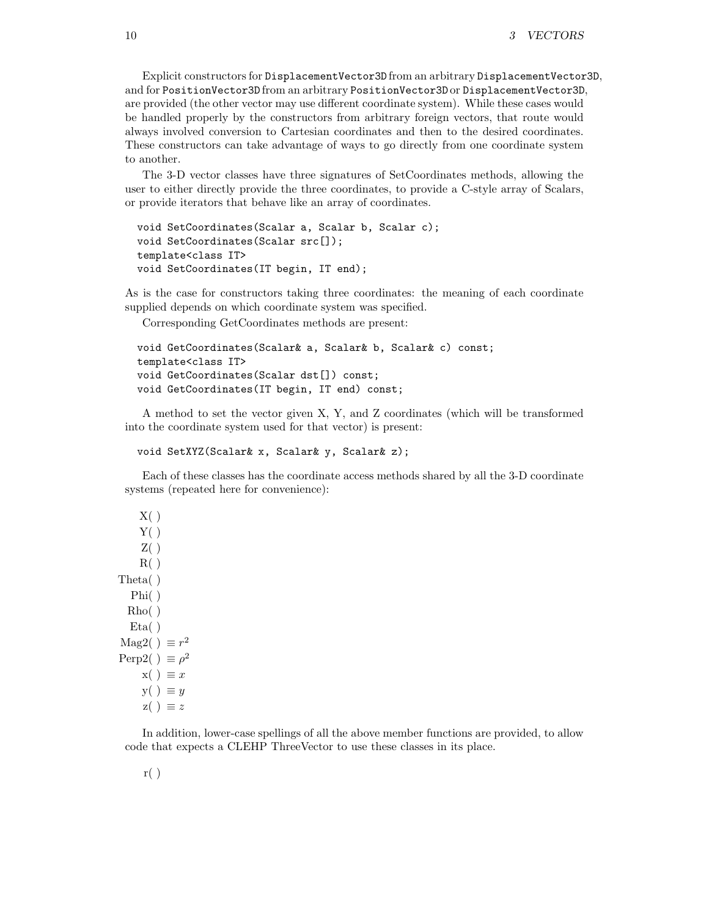Explicit constructors for `DisplacementVector3D` from an arbitrary `DisplacementVector3D`, and for `PositionVector3D` from an arbitrary `PositionVector3D` or `DisplacementVector3D`, are provided (the other vector may use different coordinate system). While these cases would be handled properly by the constructors from arbitrary foreign vectors, that route would always involved conversion to Cartesian coordinates and then to the desired coordinates. These constructors can take advantage of ways to go directly from one coordinate system to another.

The 3-D vector classes have three signatures of SetCoordinates methods, allowing the user to either directly provide the three coordinates, to provide a C-style array of Scalars, or provide iterators that behave like an array of coordinates.

```
void SetCoordinates(Scalar a, Scalar b, Scalar c);
void SetCoordinates(Scalar src[]);
template<class IT>
void SetCoordinates(IT begin, IT end);
```

As is the case for constructors taking three coordinates: the meaning of each coordinate supplied depends on which coordinate system was specified.

Corresponding GetCoordinates methods are present:

```
void GetCoordinates(Scalar& a, Scalar& b, Scalar& c) const;
template<class IT>
void GetCoordinates(Scalar dst[]) const;
void GetCoordinates(IT begin, IT end) const;
```

A method to set the vector given X, Y, and Z coordinates (which will be transformed into the coordinate system used for that vector) is present:

```
void SetXYZ(Scalar& x, Scalar& y, Scalar& z);
```

Each of these classes has the coordinate access methods shared by all the 3-D coordinate systems (repeated here for convenience):

X( )
Y( )
Z( )
R( )
Theta( )
Phi( )
Rho( )
Eta( )
Mag2( ) $\equiv r^2$
Perp2( ) $\equiv \rho^2$
x( ) $\equiv x$
y( ) $\equiv y$
z( ) $\equiv z$

In addition, lower-case spellings of all the above member functions are provided, to allow code that expects a CLEHP ThreeVector to use these classes in its place.

r( )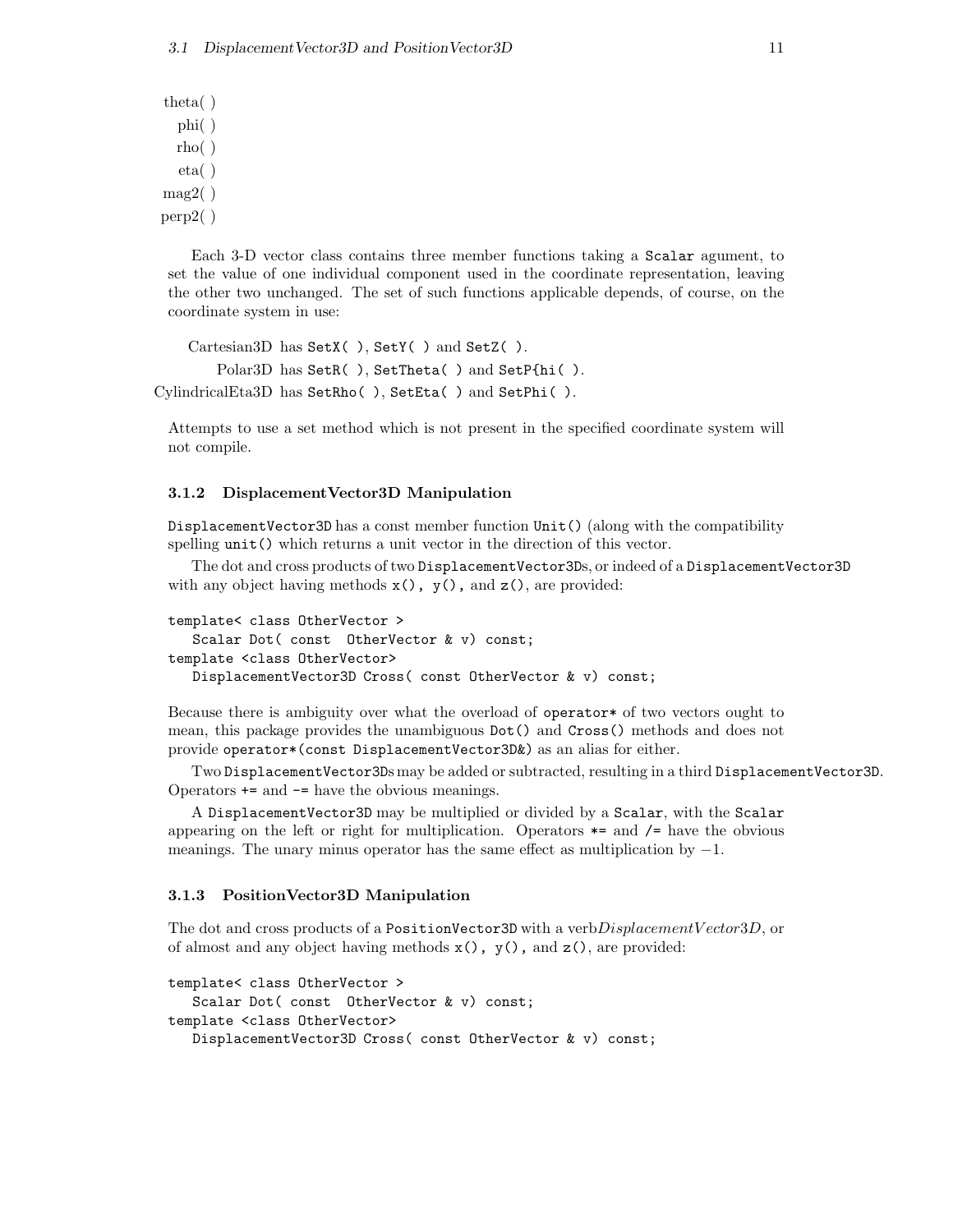theta( )
phi( )
rho( )
eta( )
mag2( )
perp2( )

Each 3-D vector class contains three member functions taking a `Scalar` agument, to set the value of one individual component used in the coordinate representation, leaving the other two unchanged. The set of such functions applicable depends, of course, on the coordinate system in use:

Cartesian3D has `SetX( )`, `SetY( )` and `SetZ( )`.
Polar3D has `SetR( )`, `SetTheta( )` and `SetP{hi( )`.
CylindricalEta3D has `SetRho( )`, `SetEta( )` and `SetPhi( )`.

Attempts to use a set method which is not present in the specified coordinate system will not compile.

### 3.1.2 DisplacementVector3D Manipulation

`DisplacementVector3D` has a const member function `Unit()` (along with the compatibility spelling `unit()` which returns a unit vector in the direction of this vector.

The dot and cross products of two `DisplacementVector3D`s, or indeed of a `DisplacementVector3D` with any object having methods `x(), y(),` and `z()`, are provided:

```
template< class OtherVector >
   Scalar Dot( const  OtherVector & v) const;
template <class OtherVector>
   DisplacementVector3D Cross( const OtherVector & v) const;
```

Because there is ambiguity over what the overload of `operator*` of two vectors ought to mean, this package provides the unambiguous `Dot()` and `Cross()` methods and does not provide `operator*(const DisplacementVector3D&)` as an alias for either.

Two `DisplacementVector3D`s may be added or subtracted, resulting in a third `DisplacementVector3D`. Operators `+=` and `-=` have the obvious meanings.

A `DisplacementVector3D` may be multiplied or divided by a `Scalar`, with the `Scalar` appearing on the left or right for multiplication. Operators `*=` and `/=` have the obvious meanings. The unary minus operator has the same effect as multiplication by $-1$.

### 3.1.3 PositionVector3D Manipulation

The dot and cross products of a `PositionVector3D` with a verb*DisplacementVector3D*, or of almost and any object having methods `x(), y(),` and `z()`, are provided:

```
template< class OtherVector >
   Scalar Dot( const  OtherVector & v) const;
template <class OtherVector>
   DisplacementVector3D Cross( const OtherVector & v) const;
```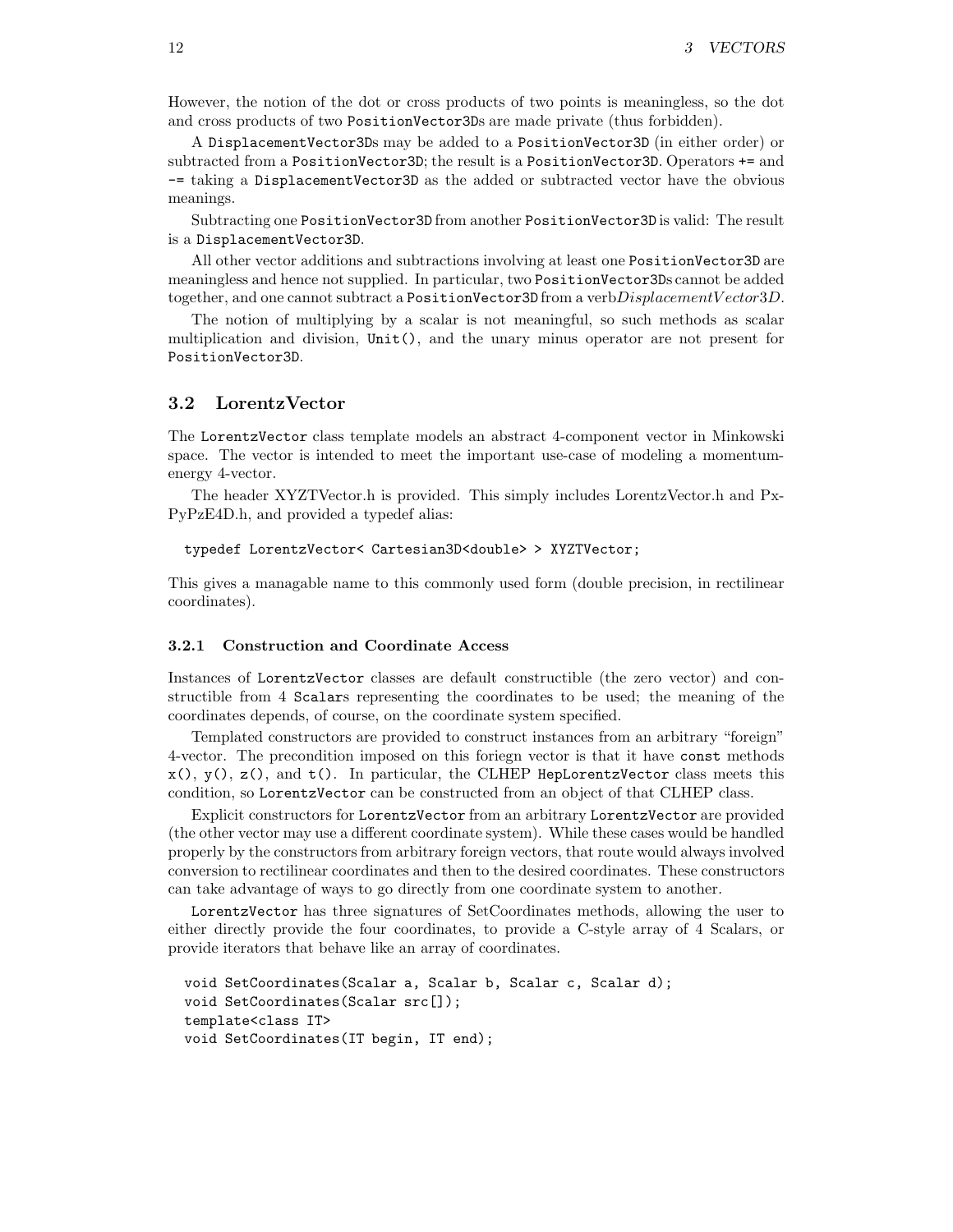However, the notion of the dot or cross products of two points is meaningless, so the dot and cross products of two `PositionVector3D`s are made private (thus forbidden).

A `DisplacementVector3D`s may be added to a `PositionVector3D` (in either order) or subtracted from a `PositionVector3D`; the result is a `PositionVector3D`. Operators `+=` and `-=` taking a `DisplacementVector3D` as the added or subtracted vector have the obvious meanings.

Subtracting one `PositionVector3D` from another `PositionVector3D` is valid: The result is a `DisplacementVector3D`.

All other vector additions and subtractions involving at least one `PositionVector3D` are meaningless and hence not supplied. In particular, two `PositionVector3D`s cannot be added together, and one cannot subtract a `PositionVector3D` from a verb*DisplacementVector3D*.

The notion of multiplying by a scalar is not meaningful, so such methods as scalar multiplication and division, `Unit()`, and the unary minus operator are not present for `PositionVector3D`.

## 3.2 LorentzVector

The `LorentzVector` class template models an abstract 4-component vector in Minkowski space. The vector is intended to meet the important use-case of modeling a momentum-energy 4-vector.

The header XYZTVector.h is provided. This simply includes LorentzVector.h and PxPyPzE4D.h, and provided a typedef alias:

```
typedef LorentzVector< Cartesian3D<double> > XYZTVector;
```

This gives a managable name to this commonly used form (double precision, in rectilinear coordinates).

### 3.2.1 Construction and Coordinate Access

Instances of `LorentzVector` classes are default constructible (the zero vector) and constructible from 4 `Scalar`s representing the coordinates to be used; the meaning of the coordinates depends, of course, on the coordinate system specified.

Templated constructors are provided to construct instances from an arbitrary "foreign" 4-vector. The precondition imposed on this foriegn vector is that it have `const` methods `x()`, `y()`, `z()`, and `t()`. In particular, the CLHEP `HepLorentzVector` class meets this condition, so `LorentzVector` can be constructed from an object of that CLHEP class.

Explicit constructors for `LorentzVector` from an arbitrary `LorentzVector` are provided (the other vector may use a different coordinate system). While these cases would be handled properly by the constructors from arbitrary foreign vectors, that route would always involved conversion to rectilinear coordinates and then to the desired coordinates. These constructors can take advantage of ways to go directly from one coordinate system to another.

`LorentzVector` has three signatures of SetCoordinates methods, allowing the user to either directly provide the four coordinates, to provide a C-style array of 4 Scalars, or provide iterators that behave like an array of coordinates.

```
void SetCoordinates(Scalar a, Scalar b, Scalar c, Scalar d);
void SetCoordinates(Scalar src[]);
template<class IT>
void SetCoordinates(IT begin, IT end);
```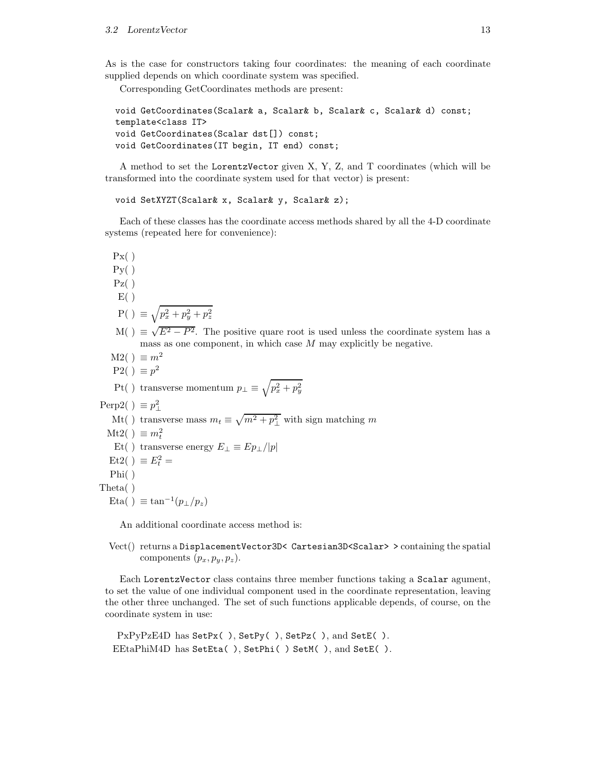As is the case for constructors taking four coordinates: the meaning of each coordinate supplied depends on which coordinate system was specified.

Corresponding GetCoordinates methods are present:

```
void GetCoordinates(Scalar& a, Scalar& b, Scalar& c, Scalar& d) const;
template<class IT>
void GetCoordinates(Scalar dst[]) const;
void GetCoordinates(IT begin, IT end) const;
```

A method to set the `LorentzVector` given X, Y, Z, and T coordinates (which will be transformed into the coordinate system used for that vector) is present:

```
void SetXYZT(Scalar& x, Scalar& y, Scalar& z);
```

Each of these classes has the coordinate access methods shared by all the 4-D coordinate systems (repeated here for convenience):

- Px( )
- Py( )
- Pz( )
- E( )
- P( ) $\equiv \sqrt{p_x^2 + p_y^2 + p_z^2}$
- M( ) $\equiv \sqrt{E^2 - P^2}$. The positive quare root is used unless the coordinate system has a mass as one component, in which case $M$ may explicitly be negative.
- M2( ) $\equiv m^2$
- P2( ) $\equiv p^2$
- Pt( ) transverse momentum $p_\perp \equiv \sqrt{p_x^2 + p_y^2}$
- Perp2( ) $\equiv p_\perp^2$
- Mt( ) transverse mass $m_t \equiv \sqrt{m^2 + p_\perp^2}$ with sign matching $m$
- Mt2( ) $\equiv m_t^2$
- Et( ) transverse energy $E_\perp \equiv E p_\perp / |p|$
- Et2( ) $\equiv E_t^2 =$
- Phi( )
- Theta( )
- Eta( ) $\equiv \tan^{-1}(p_\perp / p_z)$

An additional coordinate access method is:

- Vect() returns a `DisplacementVector3D< Cartesian3D<Scalar> >` containing the spatial components $(p_x, p_y, p_z)$.

Each `LorentzVector` class contains three member functions taking a `Scalar` agument, to set the value of one individual component used in the coordinate representation, leaving the other three unchanged. The set of such functions applicable depends, of course, on the coordinate system in use:

- PxPyPzE4D has `SetPx( )`, `SetPy( )`, `SetPz( )`, and `SetE( )`.
- EEtaPhiM4D has `SetEta( )`, `SetPhi( )` `SetM( )`, and `SetE( )`.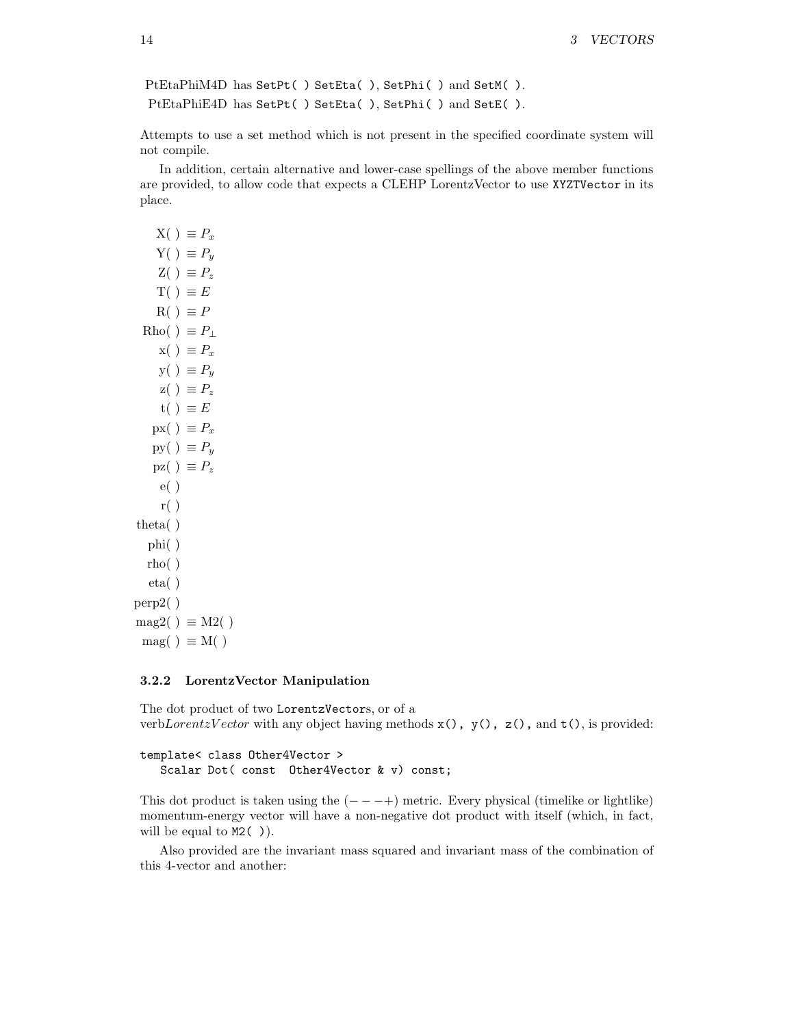PtEtaPhiM4D has `SetPt( )` `SetEta( )`, `SetPhi( )` and `SetM( )`.
PtEtaPhiE4D has `SetPt( )` `SetEta( )`, `SetPhi( )` and `SetE( )`.

Attempts to use a set method which is not present in the specified coordinate system will not compile.

In addition, certain alternative and lower-case spellings of the above member functions are provided, to allow code that expects a CLEHP LorentzVector to use `XYZTVector` in its place.

X( ) $\equiv P_x$
Y( ) $\equiv P_y$
Z( ) $\equiv P_z$
T( ) $\equiv E$
R( ) $\equiv P$
Rho( ) $\equiv P_\perp$
x( ) $\equiv P_x$
y( ) $\equiv P_y$
z( ) $\equiv P_z$
t( ) $\equiv E$
px( ) $\equiv P_x$
py( ) $\equiv P_y$
pz( ) $\equiv P_z$
e( )
r( )
theta( )
phi( )
rho( )
eta( )
perp2( )
mag2( ) $\equiv$ M2( )
mag( ) $\equiv$ M( )

### 3.2.2 LorentzVector Manipulation

The dot product of two `LorentzVector`s, or of a verb*LorentzVector* with any object having methods `x(), y(), z()`, and `t()`, is provided:

```
template< class Other4Vector >
   Scalar Dot( const  Other4Vector & v) const;
```

This dot product is taken using the $(- - - +)$ metric. Every physical (timelike or lightlike) momentum-energy vector will have a non-negative dot product with itself (which, in fact, will be equal to `M2( )`).

Also provided are the invariant mass squared and invariant mass of the combination of this 4-vector and another: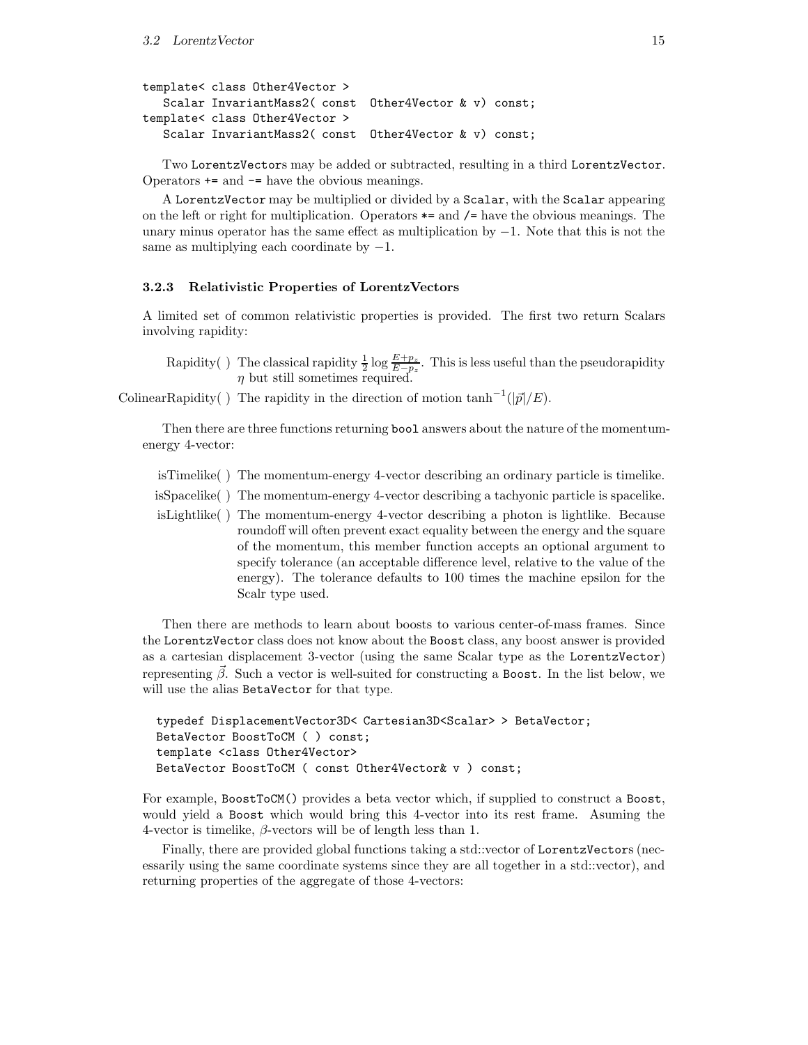```
template< class Other4Vector >
   Scalar InvariantMass2( const  Other4Vector & v) const;
template< class Other4Vector >
   Scalar InvariantMass2( const  Other4Vector & v) const;
```

Two `LorentzVector`s may be added or subtracted, resulting in a third `LorentzVector`. Operators `+=` and `-=` have the obvious meanings.

A `LorentzVector` may be multiplied or divided by a `Scalar`, with the `Scalar` appearing on the left or right for multiplication. Operators `*=` and `/=` have the obvious meanings. The unary minus operator has the same effect as multiplication by $-1$. Note that this is not the same as multiplying each coordinate by $-1$.

### 3.2.3 Relativistic Properties of LorentzVectors

A limited set of common relativistic properties is provided. The first two return Scalars involving rapidity:

- **Rapidity( )** The classical rapidity $\frac{1}{2}\log\frac{E+p_z}{E-p_z}$. This is less useful than the pseudorapidity $\eta$ but still sometimes required.
- **ColinearRapidity( )** The rapidity in the direction of motion $\tanh^{-1}(|\vec{p}|/E)$.

Then there are three functions returning `bool` answers about the nature of the momentum-energy 4-vector:

- **isTimelike( )** The momentum-energy 4-vector describing an ordinary particle is timelike.
- **isSpacelike( )** The momentum-energy 4-vector describing a tachyonic particle is spacelike.
- **isLightlike( )** The momentum-energy 4-vector describing a photon is lightlike. Because roundoff will often prevent exact equality between the energy and the square of the momentum, this member function accepts an optional argument to specify tolerance (an acceptable difference level, relative to the value of the energy). The tolerance defaults to 100 times the machine epsilon for the Scalr type used.

Then there are methods to learn about boosts to various center-of-mass frames. Since the `LorentzVector` class does not know about the `Boost` class, any boost answer is provided as a cartesian displacement 3-vector (using the same Scalar type as the `LorentzVector`) representing $\vec{\beta}$. Such a vector is well-suited for constructing a `Boost`. In the list below, we will use the alias `BetaVector` for that type.

```
typedef DisplacementVector3D< Cartesian3D<Scalar> > BetaVector;
BetaVector BoostToCM ( ) const;
template <class Other4Vector>
BetaVector BoostToCM ( const Other4Vector& v ) const;
```

For example, `BoostToCM()` provides a beta vector which, if supplied to construct a `Boost`, would yield a `Boost` which would bring this 4-vector into its rest frame. Asuming the 4-vector is timelike, $\beta$-vectors will be of length less than 1.

Finally, there are provided global functions taking a std::vector of `LorentzVector`s (necessarily using the same coordinate systems since they are all together in a std::vector), and returning properties of the aggregate of those 4-vectors: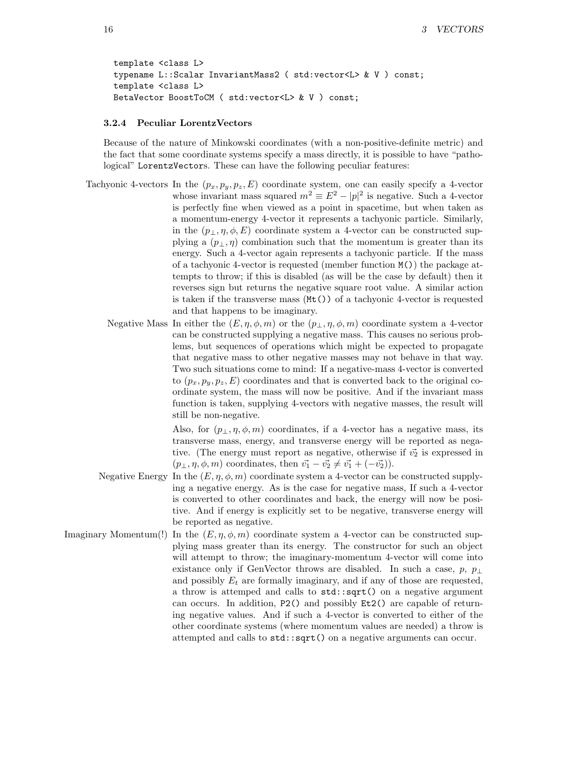```
template <class L>
typename L::Scalar InvariantMass2 ( std:vector<L> & V ) const;
template <class L>
BetaVector BoostToCM ( std:vector<L> & V ) const;
```

### 3.2.4 Peculiar LorentzVectors

Because of the nature of Minkowski coordinates (with a non-positive-definite metric) and the fact that some coordinate systems specify a mass directly, it is possible to have "pathological" `LorentzVector`s. These can have the following peculiar features:

**Tachyonic 4-vectors** In the $(p_x, p_y, p_z, E)$ coordinate system, one can easily specify a 4-vector whose invariant mass squared $m^2 \equiv E^2 - |p|^2$ is negative. Such a 4-vector is perfectly fine when viewed as a point in spacetime, but when taken as a momentum-energy 4-vector it represents a tachyonic particle. Similarly, in the $(p_\perp, \eta, \phi, E)$ coordinate system a 4-vector can be constructed supplying a $(p_\perp, \eta)$ combination such that the momentum is greater than its energy. Such a 4-vector again represents a tachyonic particle. If the mass of a tachyonic 4-vector is requested (member function `M()`) the package attempts to throw; if this is disabled (as will be the case by default) then it reverses sign but returns the negative square root value. A similar action is taken if the transverse mass (`Mt()`) of a tachyonic 4-vector is requested and that happens to be imaginary.

**Negative Mass** In either the $(E, \eta, \phi, m)$ or the $(p_\perp, \eta, \phi, m)$ coordinate system a 4-vector can be constructed supplying a negative mass. This causes no serious problems, but sequences of operations which might be expected to propagate that negative mass to other negative masses may not behave in that way. Two such situations come to mind: If a negative-mass 4-vector is converted to $(p_x, p_y, p_z, E)$ coordinates and that is converted back to the original coordinate system, the mass will now be positive. And if the invariant mass function is taken, supplying 4-vectors with negative masses, the result will still be non-negative.

Also, for $(p_\perp, \eta, \phi, m)$ coordinates, if a 4-vector has a negative mass, its transverse mass, energy, and transverse energy will be reported as negative. (The energy must report as negative, otherwise if $\vec{v_2}$ is expressed in $(p_\perp, \eta, \phi, m)$ coordinates, then $\vec{v_1} - \vec{v_2} \neq \vec{v_1} + (-\vec{v_2})$).

**Negative Energy** In the $(E, \eta, \phi, m)$ coordinate system a 4-vector can be constructed supplying a negative energy. As is the case for negative mass, If such a 4-vector is converted to other coordinates and back, the energy will now be positive. And if energy is explicitly set to be negative, transverse energy will be reported as negative.

**Imaginary Momentum(!)** In the $(E, \eta, \phi, m)$ coordinate system a 4-vector can be constructed supplying mass greater than its energy. The constructor for such an object will attempt to throw; the imaginary-momentum 4-vector will come into existance only if GenVector throws are disabled. In such a case, $p$, $p_\perp$ and possibly $E_t$ are formally imaginary, and if any of those are requested, a throw is attemped and calls to `std::sqrt()` on a negative argument can occurs. In addition, `P2()` and possibly `Et2()` are capable of returning negative values. And if such a 4-vector is converted to either of the other coordinate systems (where momentum values are needed) a throw is attempted and calls to `std::sqrt()` on a negative arguments can occur.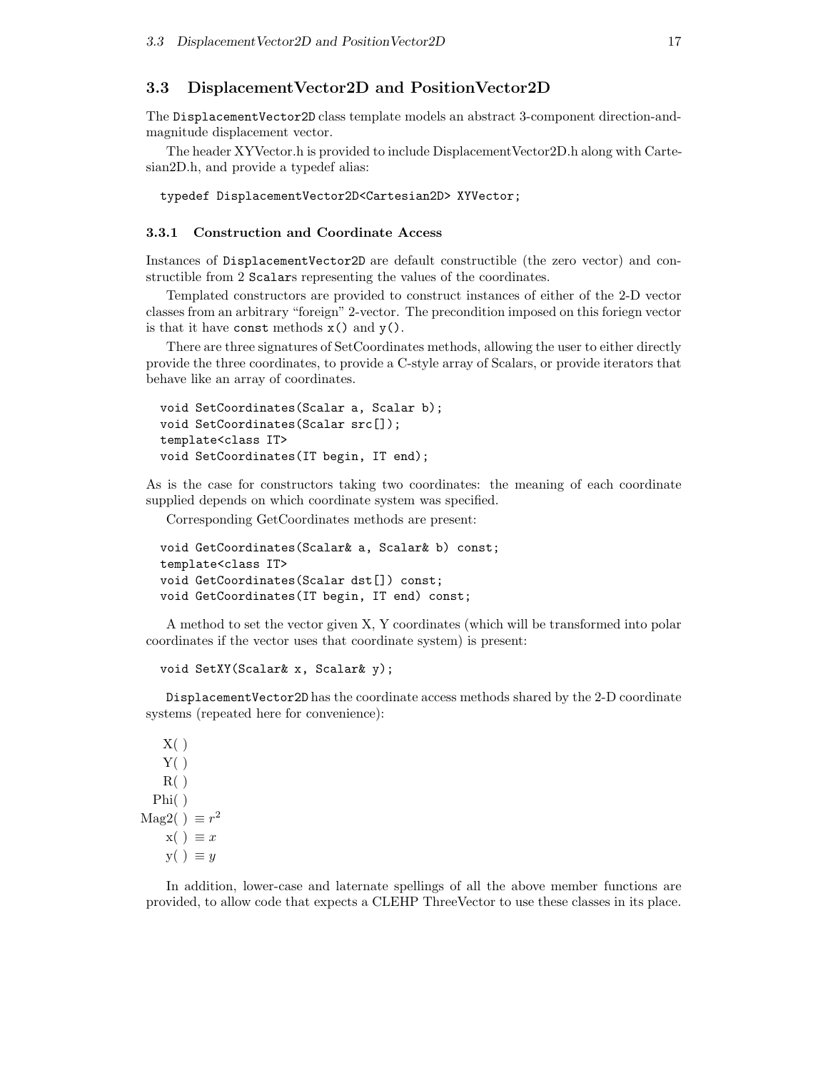## 3.3 DisplacementVector2D and PositionVector2D

The `DisplacementVector2D` class template models an abstract 3-component direction-and-magnitude displacement vector.

The header XYVector.h is provided to include DisplacementVector2D.h along with Cartesian2D.h, and provide a typedef alias:

```
typedef DisplacementVector2D<Cartesian2D> XYVector;
```

### 3.3.1 Construction and Coordinate Access

Instances of `DisplacementVector2D` are default constructible (the zero vector) and constructible from 2 `Scalar`s representing the values of the coordinates.

Templated constructors are provided to construct instances of either of the 2-D vector classes from an arbitrary "foreign" 2-vector. The precondition imposed on this foriegn vector is that it have `const` methods `x()` and `y()`.

There are three signatures of SetCoordinates methods, allowing the user to either directly provide the three coordinates, to provide a C-style array of Scalars, or provide iterators that behave like an array of coordinates.

```
void SetCoordinates(Scalar a, Scalar b);
void SetCoordinates(Scalar src[]);
template<class IT>
void SetCoordinates(IT begin, IT end);
```

As is the case for constructors taking two coordinates: the meaning of each coordinate supplied depends on which coordinate system was specified.

Corresponding GetCoordinates methods are present:

```
void GetCoordinates(Scalar& a, Scalar& b) const;
template<class IT>
void GetCoordinates(Scalar dst[]) const;
void GetCoordinates(IT begin, IT end) const;
```

A method to set the vector given X, Y coordinates (which will be transformed into polar coordinates if the vector uses that coordinate system) is present:

```
void SetXY(Scalar& x, Scalar& y);
```

`DisplacementVector2D` has the coordinate access methods shared by the 2-D coordinate systems (repeated here for convenience):

X( )  
Y( )  
R( )  
Phi( )  
Mag2( ) $\equiv r^2$  
x( ) $\equiv x$  
y( ) $\equiv y$

In addition, lower-case and laternate spellings of all the above member functions are provided, to allow code that expects a CLEHP ThreeVector to use these classes in its place.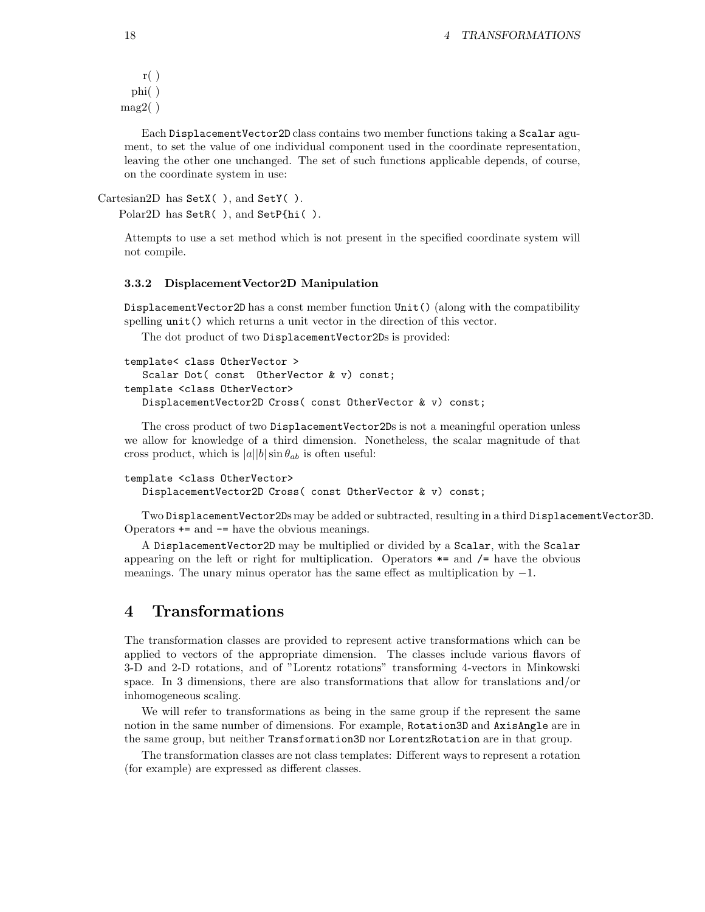r( )
phi( )
mag2( )

Each DisplacementVector2D class contains two member functions taking a Scalar agument, to set the value of one individual component used in the coordinate representation, leaving the other one unchanged. The set of such functions applicable depends, of course, on the coordinate system in use:

Cartesian2D has SetX( ), and SetY( ).

Polar2D has SetR( ), and SetP{hi( ).

Attempts to use a set method which is not present in the specified coordinate system will not compile.

### 3.3.2 DisplacementVector2D Manipulation

DisplacementVector2D has a const member function Unit() (along with the compatibility spelling unit() which returns a unit vector in the direction of this vector.

The dot product of two DisplacementVector2Ds is provided:

```
template< class OtherVector >
   Scalar Dot( const  OtherVector & v) const;
template <class OtherVector>
   DisplacementVector2D Cross( const OtherVector & v) const;
```

The cross product of two DisplacementVector2Ds is not a meaningful operation unless we allow for knowledge of a third dimension. Nonetheless, the scalar magnitude of that cross product, which is $|a||b|\sin\theta_{ab}$ is often useful:

```
template <class OtherVector>
   DisplacementVector2D Cross( const OtherVector & v) const;
```

Two DisplacementVector2Ds may be added or subtracted, resulting in a third DisplacementVector3D. Operators += and -= have the obvious meanings.

A DisplacementVector2D may be multiplied or divided by a Scalar, with the Scalar appearing on the left or right for multiplication. Operators *= and /= have the obvious meanings. The unary minus operator has the same effect as multiplication by $-1$.

# 4 Transformations

The transformation classes are provided to represent active transformations which can be applied to vectors of the appropriate dimension. The classes include various flavors of 3-D and 2-D rotations, and of "Lorentz rotations" transforming 4-vectors in Minkowski space. In 3 dimensions, there are also transformations that allow for translations and/or inhomogeneous scaling.

We will refer to transformations as being in the same group if the represent the same notion in the same number of dimensions. For example, Rotation3D and AxisAngle are in the same group, but neither Transformation3D nor LorentzRotation are in that group.

The transformation classes are not class templates: Different ways to represent a rotation (for example) are expressed as different classes.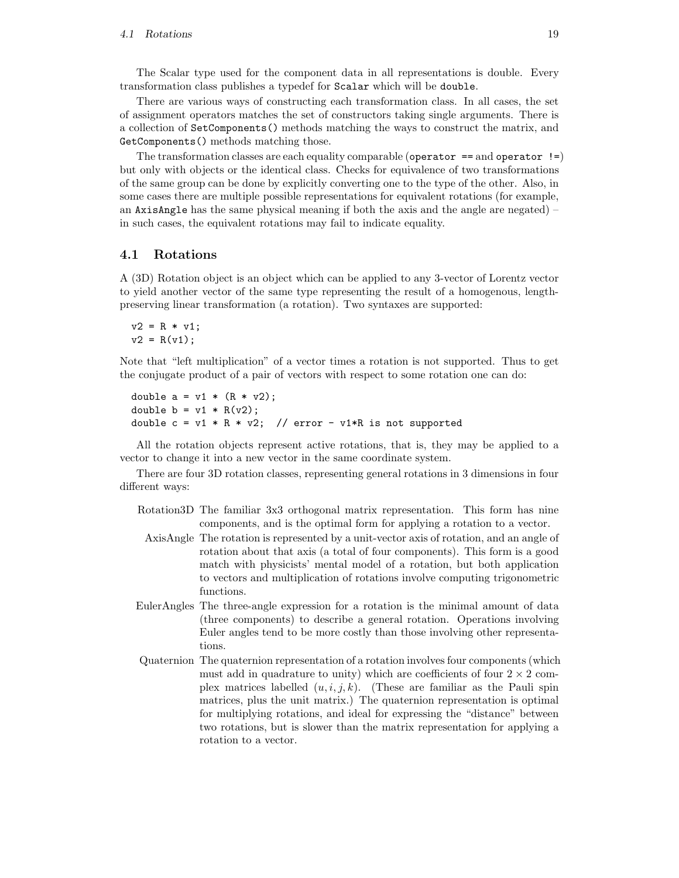The Scalar type used for the component data in all representations is double. Every transformation class publishes a typedef for `Scalar` which will be `double`.

There are various ways of constructing each transformation class. In all cases, the set of assignment operators matches the set of constructors taking single arguments. There is a collection of `SetComponents()` methods matching the ways to construct the matrix, and `GetComponents()` methods matching those.

The transformation classes are each equality comparable (`operator ==` and `operator !=`) but only with objects or the identical class. Checks for equivalence of two transformations of the same group can be done by explicitly converting one to the type of the other. Also, in some cases there are multiple possible representations for equivalent rotations (for example, an `AxisAngle` has the same physical meaning if both the axis and the angle are negated) – in such cases, the equivalent rotations may fail to indicate equality.

## 4.1 Rotations

A (3D) Rotation object is an object which can be applied to any 3-vector of Lorentz vector to yield another vector of the same type representing the result of a homogenous, length-preserving linear transformation (a rotation). Two syntaxes are supported:

```
v2 = R * v1;
v2 = R(v1);
```

Note that "left multiplication" of a vector times a rotation is not supported. Thus to get the conjugate product of a pair of vectors with respect to some rotation one can do:

```
double a = v1 * (R * v2);
double b = v1 * R(v2);
double c = v1 * R * v2;  // error - v1*R is not supported
```

All the rotation objects represent active rotations, that is, they may be applied to a vector to change it into a new vector in the same coordinate system.

There are four 3D rotation classes, representing general rotations in 3 dimensions in four different ways:

- **Rotation3D** The familiar 3x3 orthogonal matrix representation. This form has nine components, and is the optimal form for applying a rotation to a vector.
- **AxisAngle** The rotation is represented by a unit-vector axis of rotation, and an angle of rotation about that axis (a total of four components). This form is a good match with physicists' mental model of a rotation, but both application to vectors and multiplication of rotations involve computing trigonometric functions.
- **EulerAngles** The three-angle expression for a rotation is the minimal amount of data (three components) to describe a general rotation. Operations involving Euler angles tend to be more costly than those involving other representations.
- **Quaternion** The quaternion representation of a rotation involves four components (which must add in quadrature to unity) which are coefficients of four $2 \times 2$ complex matrices labelled $(u, i, j, k)$. (These are familiar as the Pauli spin matrices, plus the unit matrix.) The quaternion representation is optimal for multiplying rotations, and ideal for expressing the "distance" between two rotations, but is slower than the matrix representation for applying a rotation to a vector.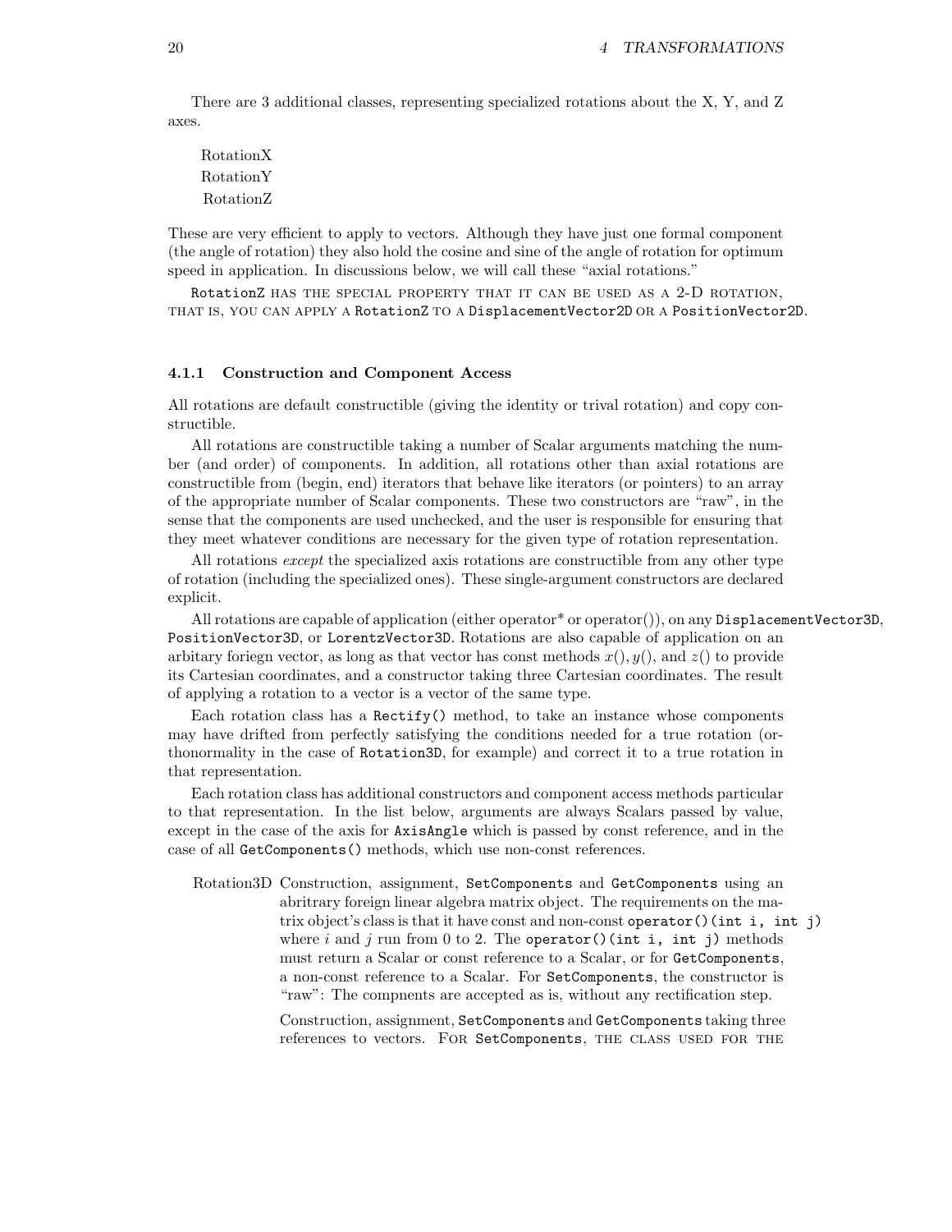There are 3 additional classes, representing specialized rotations about the X, Y, and Z axes.

RotationX  
RotationY  
RotationZ

These are very efficient to apply to vectors. Although they have just one formal component (the angle of rotation) they also hold the cosine and sine of the angle of rotation for optimum speed in application. In discussions below, we will call these "axial rotations."

`RotationZ` has the special property that it can be used as a 2-D rotation, that is, you can apply a `RotationZ` to a `DisplacementVector2D` or a `PositionVector2D`.

### 4.1.1 Construction and Component Access

All rotations are default constructible (giving the identity or trival rotation) and copy constructible.

All rotations are constructible taking a number of Scalar arguments matching the number (and order) of components. In addition, all rotations other than axial rotations are constructible from (begin, end) iterators that behave like iterators (or pointers) to an array of the appropriate number of Scalar components. These two constructors are "raw", in the sense that the components are used unchecked, and the user is responsible for ensuring that they meet whatever conditions are necessary for the given type of rotation representation.

All rotations *except* the specialized axis rotations are constructible from any other type of rotation (including the specialized ones). These single-argument constructors are declared explicit.

All rotations are capable of application (either operator* or operator()), on any `DisplacementVector3D`, `PositionVector3D`, or `LorentzVector3D`. Rotations are also capable of application on an arbitary foriegn vector, as long as that vector has const methods $x()$, $y()$, and $z()$ to provide its Cartesian coordinates, and a constructor taking three Cartesian coordinates. The result of applying a rotation to a vector is a vector of the same type.

Each rotation class has a `Rectify()` method, to take an instance whose components may have drifted from perfectly satisfying the conditions needed for a true rotation (orthonormality in the case of `Rotation3D`, for example) and correct it to a true rotation in that representation.

Each rotation class has additional constructors and component access methods particular to that representation. In the list below, arguments are always Scalars passed by value, except in the case of the axis for `AxisAngle` which is passed by const reference, and in the case of all `GetComponents()` methods, which use non-const references.

Rotation3D Construction, assignment, `SetComponents` and `GetComponents` using an abritrary foreign linear algebra matrix object. The requirements on the matrix object's class is that it have const and non-const `operator()(int i, int j)` where $i$ and $j$ run from 0 to 2. The `operator()(int i, int j)` methods must return a Scalar or const reference to a Scalar, or for `GetComponents`, a non-const reference to a Scalar. For `SetComponents`, the constructor is "raw": The compnents are accepted as is, without any rectification step.

Construction, assignment, `SetComponents` and `GetComponents` taking three references to vectors. For `SetComponents`, the class used for the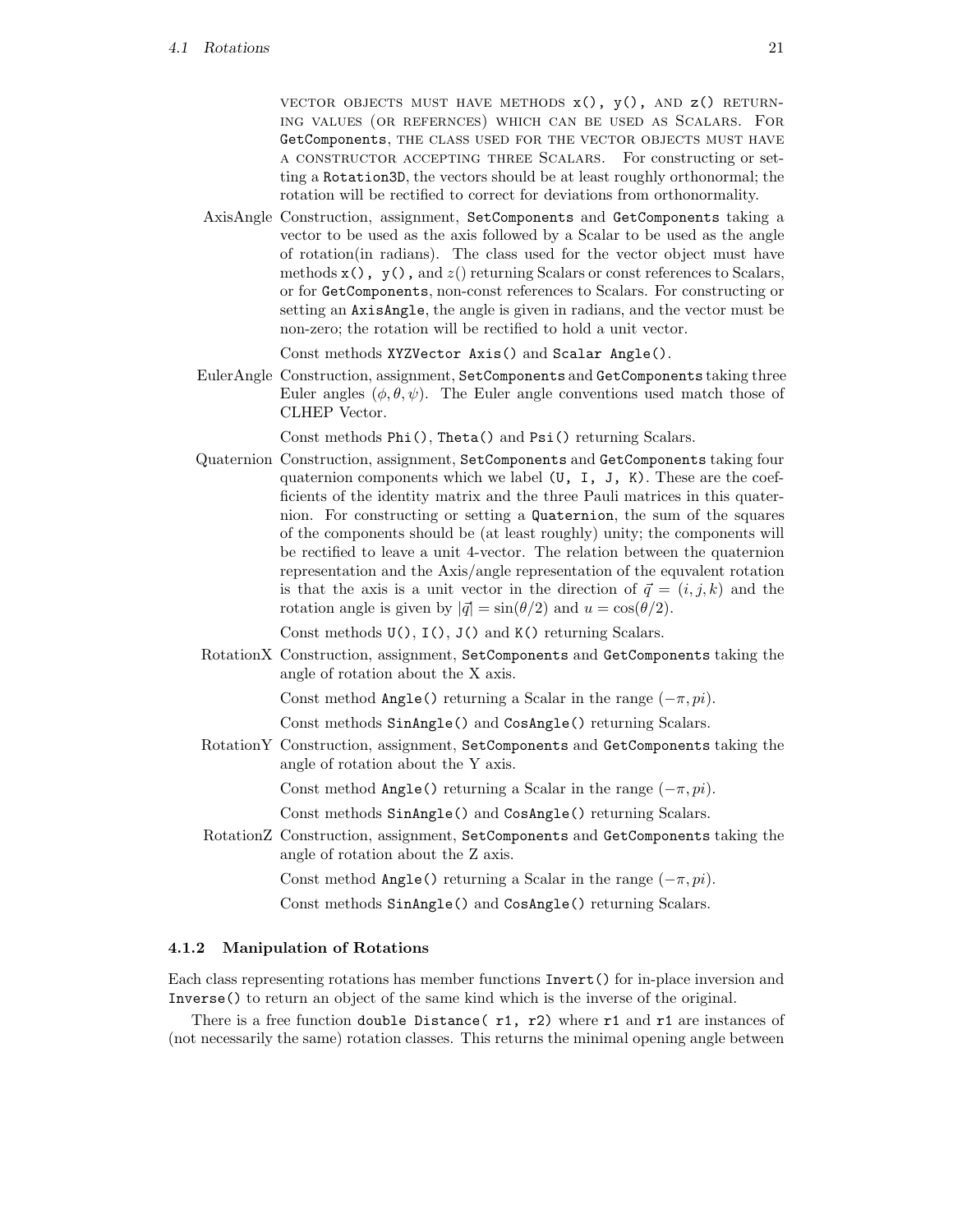VECTOR OBJECTS MUST HAVE METHODS `x()`, `y()`, AND `z()` RETURNING VALUES (OR REFERNCES) WHICH CAN BE USED AS SCALARS. FOR `GetComponents`, THE CLASS USED FOR THE VECTOR OBJECTS MUST HAVE A CONSTRUCTOR ACCEPTING THREE SCALARS. For constructing or setting a `Rotation3D`, the vectors should be at least roughly orthonormal; the rotation will be rectified to correct for deviations from orthonormality.

**AxisAngle** Construction, assignment, `SetComponents` and `GetComponents` taking a vector to be used as the axis followed by a Scalar to be used as the angle of rotation(in radians). The class used for the vector object must have methods `x()`, `y()`, and $z()$ returning Scalars or const references to Scalars, or for `GetComponents`, non-const references to Scalars. For constructing or setting an `AxisAngle`, the angle is given in radians, and the vector must be non-zero; the rotation will be rectified to hold a unit vector.

Const methods `XYZVector Axis()` and `Scalar Angle()`.

**EulerAngle** Construction, assignment, `SetComponents` and `GetComponents` taking three Euler angles $(\phi, \theta, \psi)$. The Euler angle conventions used match those of CLHEP Vector.

Const methods `Phi()`, `Theta()` and `Psi()` returning Scalars.

**Quaternion** Construction, assignment, `SetComponents` and `GetComponents` taking four quaternion components which we label `(U, I, J, K)`. These are the coefficients of the identity matrix and the three Pauli matrices in this quaternion. For constructing or setting a `Quaternion`, the sum of the squares of the components should be (at least roughly) unity; the components will be rectified to leave a unit 4-vector. The relation between the quaternion representation and the Axis/angle representation of the equivalent rotation is that the axis is a unit vector in the direction of $\vec{q} = (i, j, k)$ and the rotation angle is given by $|\vec{q}| = \sin(\theta/2)$ and $u = \cos(\theta/2)$.

Const methods `U()`, `I()`, `J()` and `K()` returning Scalars.

**RotationX** Construction, assignment, `SetComponents` and `GetComponents` taking the angle of rotation about the X axis.

Const method `Angle()` returning a Scalar in the range $(-\pi, pi)$.

Const methods `SinAngle()` and `CosAngle()` returning Scalars.

**RotationY** Construction, assignment, `SetComponents` and `GetComponents` taking the angle of rotation about the Y axis.

Const method `Angle()` returning a Scalar in the range $(-\pi, pi)$.

Const methods `SinAngle()` and `CosAngle()` returning Scalars.

**RotationZ** Construction, assignment, `SetComponents` and `GetComponents` taking the angle of rotation about the Z axis.

Const method `Angle()` returning a Scalar in the range $(-\pi, pi)$.

Const methods `SinAngle()` and `CosAngle()` returning Scalars.

### 4.1.2 Manipulation of Rotations

Each class representing rotations has member functions `Invert()` for in-place inversion and `Inverse()` to return an object of the same kind which is the inverse of the original.

There is a free function `double Distance( r1, r2)` where `r1` and `r1` are instances of (not necessarily the same) rotation classes. This returns the minimal opening angle between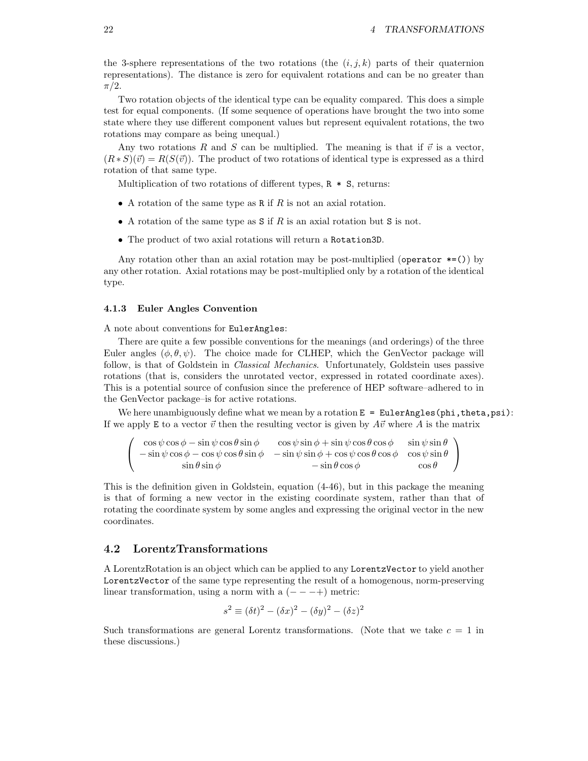the 3-sphere representations of the two rotations (the $(i, j, k)$ parts of their quaternion representations). The distance is zero for equivalent rotations and can be no greater than $\pi/2$.

Two rotation objects of the identical type can be equality compared. This does a simple test for equal components. (If some sequence of operations have brought the two into some state where they use different component values but represent equivalent rotations, the two rotations may compare as being unequal.)

Any two rotations $R$ and $S$ can be multiplied. The meaning is that if $\vec{v}$ is a vector, $(R * S)(\vec{v}) = R(S(\vec{v}))$. The product of two rotations of identical type is expressed as a third rotation of that same type.

Multiplication of two rotations of different types, `R * S`, returns:

- A rotation of the same type as `R` if $R$ is not an axial rotation.
- A rotation of the same type as `S` if $R$ is an axial rotation but `S` is not.
- The product of two axial rotations will return a `Rotation3D`.

Any rotation other than an axial rotation may be post-multiplied (`operator *=()`) by any other rotation. Axial rotations may be post-multiplied only by a rotation of the identical type.

### 4.1.3 Euler Angles Convention

A note about conventions for `EulerAngles`:

There are quite a few possible conventions for the meanings (and orderings) of the three Euler angles $(\phi, \theta, \psi)$. The choice made for CLHEP, which the GenVector package will follow, is that of Goldstein in *Classical Mechanics*. Unfortunately, Goldstein uses passive rotations (that is, considers the unrotated vector, expressed in rotated coordinate axes). This is a potential source of confusion since the preference of HEP software–adhered to in the GenVector package–is for active rotations.

We here unambiguously define what we mean by a rotation `E = EulerAngles(phi,theta,psi)`: If we apply `E` to a vector $\vec{v}$ then the resulting vector is given by $A\vec{v}$ where $A$ is the matrix

$$
\begin{pmatrix}
\cos\psi\cos\phi - \sin\psi\cos\theta\sin\phi & \cos\psi\sin\phi + \sin\psi\cos\theta\cos\phi & \sin\psi\sin\theta \\
-\sin\psi\cos\phi - \cos\psi\cos\theta\sin\phi & -\sin\psi\sin\phi + \cos\psi\cos\theta\cos\phi & \cos\psi\sin\theta \\
\sin\theta\sin\phi & -\sin\theta\cos\phi & \cos\theta
\end{pmatrix}
$$

This is the definition given in Goldstein, equation (4-46), but in this package the meaning is that of forming a new vector in the existing coordinate system, rather than that of rotating the coordinate system by some angles and expressing the original vector in the new coordinates.

## 4.2 LorentzTransformations

A LorentzRotation is an object which can be applied to any `LorentzVector` to yield another `LorentzVector` of the same type representing the result of a homogenous, norm-preserving linear transformation, using a norm with a $(- - -+)$ metric:

$$s^2 \equiv (\delta t)^2 - (\delta x)^2 - (\delta y)^2 - (\delta z)^2$$

Such transformations are general Lorentz transformations. (Note that we take $c = 1$ in these discussions.)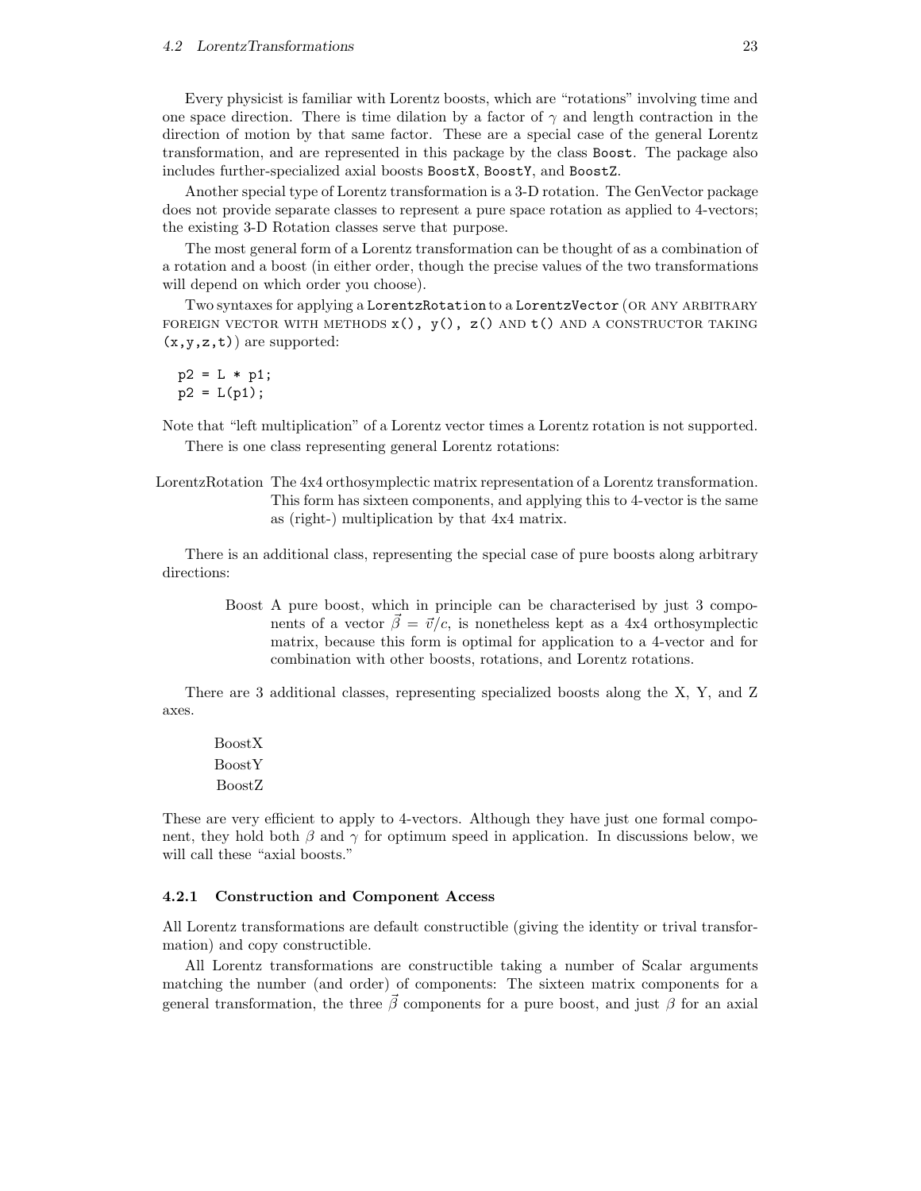Every physicist is familiar with Lorentz boosts, which are "rotations" involving time and one space direction. There is time dilation by a factor of $\gamma$ and length contraction in the direction of motion by that same factor. These are a special case of the general Lorentz transformation, and are represented in this package by the class `Boost`. The package also includes further-specialized axial boosts `BoostX`, `BoostY`, and `BoostZ`.

Another special type of Lorentz transformation is a 3-D rotation. The GenVector package does not provide separate classes to represent a pure space rotation as applied to 4-vectors; the existing 3-D Rotation classes serve that purpose.

The most general form of a Lorentz transformation can be thought of as a combination of a rotation and a boost (in either order, though the precise values of the two transformations will depend on which order you choose).

Two syntaxes for applying a `LorentzRotation` to a `LorentzVector` (OR ANY ARBITRARY FOREIGN VECTOR WITH METHODS `x()`, `y()`, `z()` AND `t()` AND A CONSTRUCTOR TAKING `(x,y,z,t)`) are supported:

```
p2 = L * p1;
p2 = L(p1);
```

Note that "left multiplication" of a Lorentz vector times a Lorentz rotation is not supported.

There is one class representing general Lorentz rotations:

LorentzRotation — The 4x4 orthosymplectic matrix representation of a Lorentz transformation. This form has sixteen components, and applying this to 4-vector is the same as (right-) multiplication by that 4x4 matrix.

There is an additional class, representing the special case of pure boosts along arbitrary directions:

Boost — A pure boost, which in principle can be characterised by just 3 components of a vector $\vec{\beta} = \vec{v}/c$, is nonetheless kept as a 4x4 orthosymplectic matrix, because this form is optimal for application to a 4-vector and for combination with other boosts, rotations, and Lorentz rotations.

There are 3 additional classes, representing specialized boosts along the X, Y, and Z axes.

BoostX
BoostY
BoostZ

These are very efficient to apply to 4-vectors. Although they have just one formal component, they hold both $\beta$ and $\gamma$ for optimum speed in application. In discussions below, we will call these "axial boosts."

### 4.2.1 Construction and Component Access

All Lorentz transformations are default constructible (giving the identity or trival transformation) and copy constructible.

All Lorentz transformations are constructible taking a number of Scalar arguments matching the number (and order) of components: The sixteen matrix components for a general transformation, the three $\vec{\beta}$ components for a pure boost, and just $\beta$ for an axial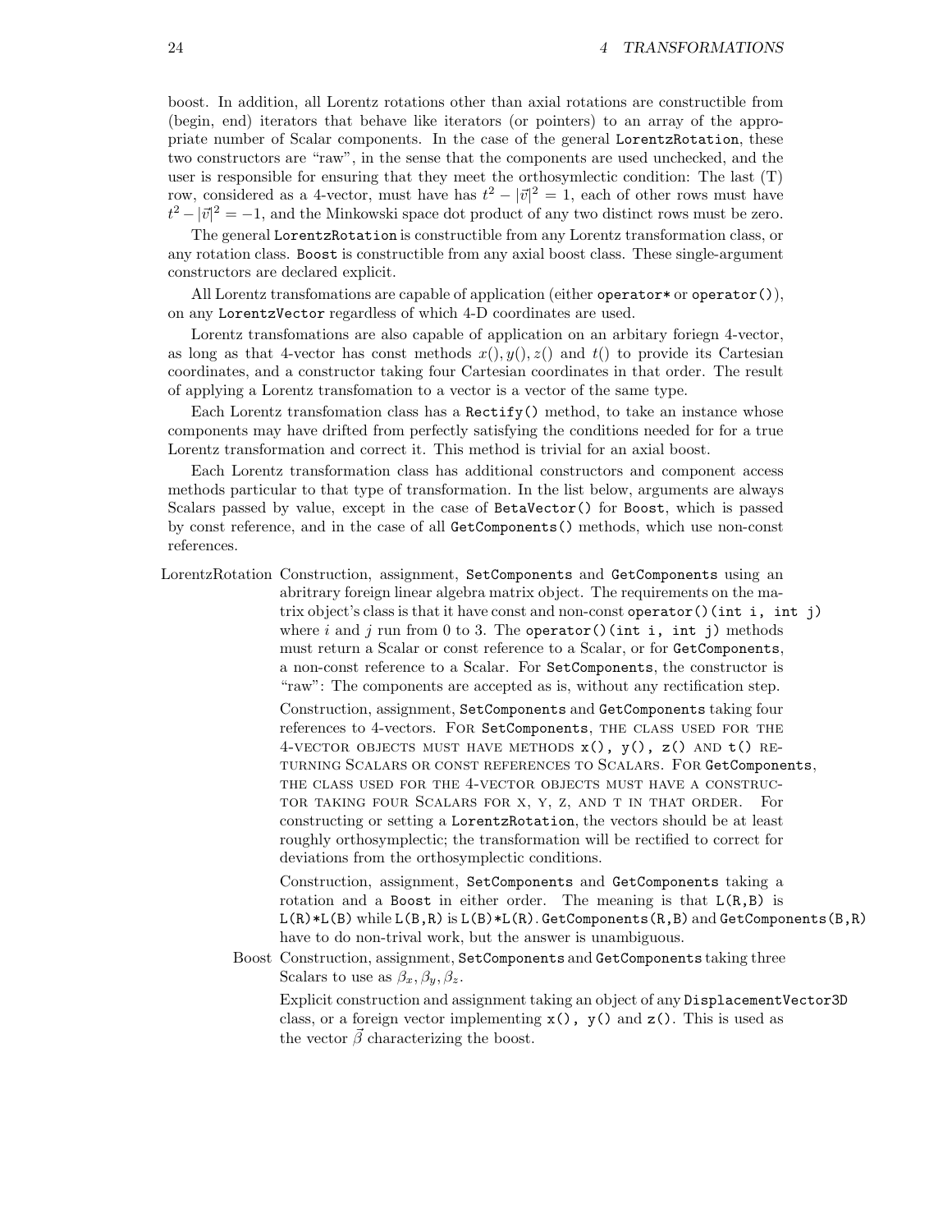boost. In addition, all Lorentz rotations other than axial rotations are constructible from (begin, end) iterators that behave like iterators (or pointers) to an array of the appropriate number of Scalar components. In the case of the general `LorentzRotation`, these two constructors are "raw", in the sense that the components are used unchecked, and the user is responsible for ensuring that they meet the orthosymlectic condition: The last (T) row, considered as a 4-vector, must have has $t^2 - |\vec{v}|^2 = 1$, each of other rows must have $t^2 - |\vec{v}|^2 = -1$, and the Minkowski space dot product of any two distinct rows must be zero.

The general `LorentzRotation` is constructible from any Lorentz transformation class, or any rotation class. `Boost` is constructible from any axial boost class. These single-argument constructors are declared explicit.

All Lorentz transfomations are capable of application (either `operator*` or `operator()`), on any `LorentzVector` regardless of which 4-D coordinates are used.

Lorentz transfomations are also capable of application on an arbitary foriegn 4-vector, as long as that 4-vector has const methods $x(), y(), z()$ and $t()$ to provide its Cartesian coordinates, and a constructor taking four Cartesian coordinates in that order. The result of applying a Lorentz transfomation to a vector is a vector of the same type.

Each Lorentz transfomation class has a `Rectify()` method, to take an instance whose components may have drifted from perfectly satisfying the conditions needed for for a true Lorentz transformation and correct it. This method is trivial for an axial boost.

Each Lorentz transformation class has additional constructors and component access methods particular to that type of transformation. In the list below, arguments are always Scalars passed by value, except in the case of `BetaVector()` for `Boost`, which is passed by const reference, and in the case of all `GetComponents()` methods, which use non-const references.

**LorentzRotation** Construction, assignment, `SetComponents` and `GetComponents` using an abritrary foreign linear algebra matrix object. The requirements on the matrix object's class is that it have const and non-const `operator()(int i, int j)` where $i$ and $j$ run from 0 to 3. The `operator()(int i, int j)` methods must return a Scalar or const reference to a Scalar, or for `GetComponents`, a non-const reference to a Scalar. For `SetComponents`, the constructor is "raw": The components are accepted as is, without any rectification step.

Construction, assignment, `SetComponents` and `GetComponents` taking four references to 4-vectors. For `SetComponents`, the class used for the 4-vector objects must have methods `x(), y(), z()` and `t()` returning Scalars or const references to Scalars. For `GetComponents`, the class used for the 4-vector objects must have a constructor taking four Scalars for x, y, z, and t in that order. For constructing or setting a `LorentzRotation`, the vectors should be at least roughly orthosymplectic; the transformation will be rectified to correct for deviations from the orthosymplectic conditions.

Construction, assignment, `SetComponents` and `GetComponents` taking a rotation and a `Boost` in either order. The meaning is that `L(R,B)` is `L(R)*L(B)` while `L(B,R)` is `L(B)*L(R)`. `GetComponents(R,B)` and `GetComponents(B,R)` have to do non-trival work, but the answer is unambiguous.

**Boost** Construction, assignment, `SetComponents` and `GetComponents` taking three Scalars to use as $\beta_x, \beta_y, \beta_z$.

Explicit construction and assignment taking an object of any `DisplacementVector3D` class, or a foreign vector implementing `x(), y()` and `z()`. This is used as the vector $\vec{\beta}$ characterizing the boost.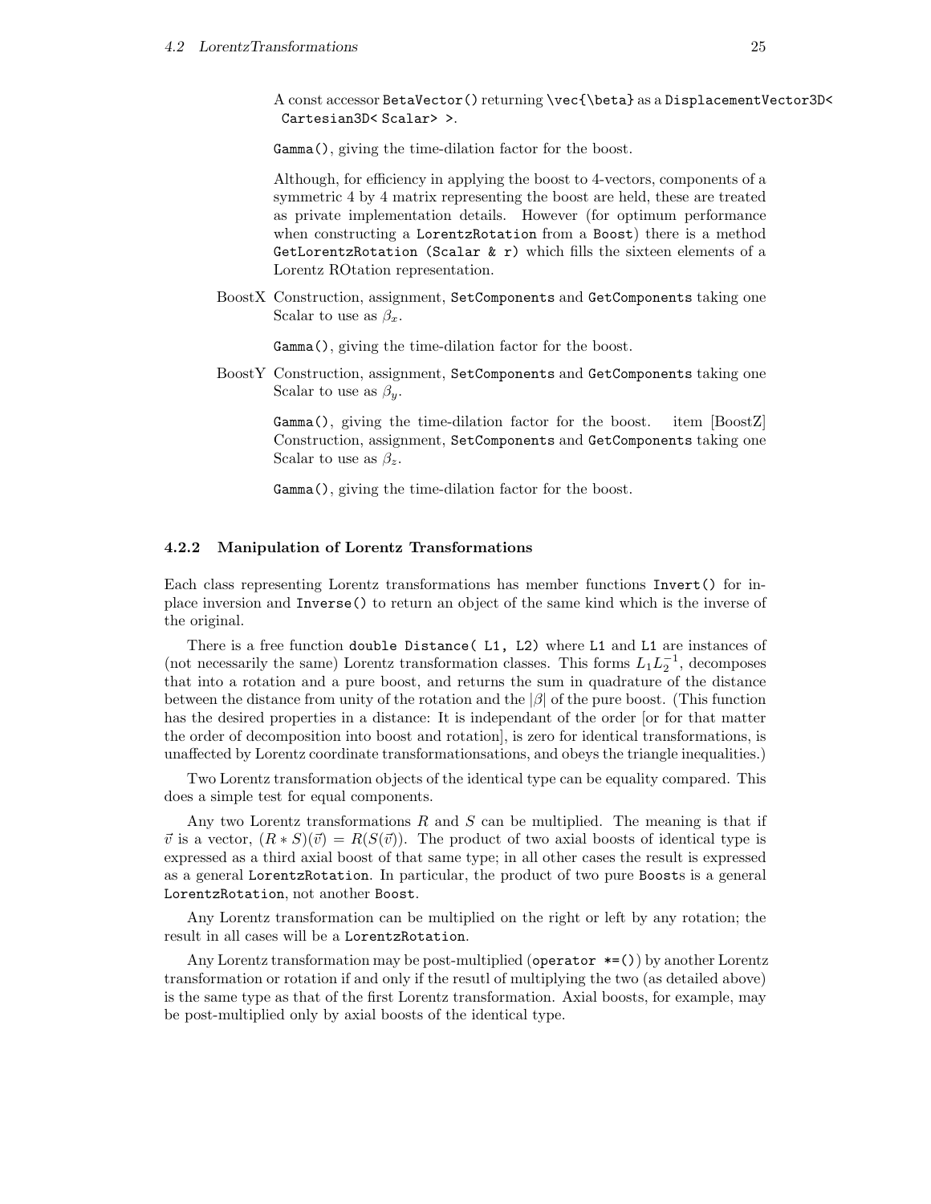A const accessor `BetaVector()` returning `\vec{\beta}` as a `DisplacementVector3D< Cartesian3D< Scalar> >`.

`Gamma()`, giving the time-dilation factor for the boost.

Although, for efficiency in applying the boost to 4-vectors, components of a symmetric 4 by 4 matrix representing the boost are held, these are treated as private implementation details. However (for optimum performance when constructing a `LorentzRotation` from a `Boost`) there is a method `GetLorentzRotation (Scalar & r)` which fills the sixteen elements of a Lorentz ROtation representation.

BoostX Construction, assignment, `SetComponents` and `GetComponents` taking one Scalar to use as $\beta_x$.

`Gamma()`, giving the time-dilation factor for the boost.

BoostY Construction, assignment, `SetComponents` and `GetComponents` taking one Scalar to use as $\beta_y$.

`Gamma()`, giving the time-dilation factor for the boost. item [BoostZ] Construction, assignment, `SetComponents` and `GetComponents` taking one Scalar to use as $\beta_z$.

`Gamma()`, giving the time-dilation factor for the boost.

### 4.2.2 Manipulation of Lorentz Transformations

Each class representing Lorentz transformations has member functions `Invert()` for in-place inversion and `Inverse()` to return an object of the same kind which is the inverse of the original.

There is a free function `double Distance( L1, L2)` where `L1` and `L1` are instances of (not necessarily the same) Lorentz transformation classes. This forms $L_1 L_2^{-1}$, decomposes that into a rotation and a pure boost, and returns the sum in quadrature of the distance between the distance from unity of the rotation and the $|\beta|$ of the pure boost. (This function has the desired properties in a distance: It is independant of the order [or for that matter the order of decomposition into boost and rotation], is zero for identical transformations, is unaffected by Lorentz coordinate transformationsations, and obeys the triangle inequalities.)

Two Lorentz transformation objects of the identical type can be equality compared. This does a simple test for equal components.

Any two Lorentz transformations $R$ and $S$ can be multiplied. The meaning is that if $\vec{v}$ is a vector, $(R * S)(\vec{v}) = R(S(\vec{v}))$. The product of two axial boosts of identical type is expressed as a third axial boost of that same type; in all other cases the result is expressed as a general `LorentzRotation`. In particular, the product of two pure `Boost`s is a general `LorentzRotation`, not another `Boost`.

Any Lorentz transformation can be multiplied on the right or left by any rotation; the result in all cases will be a `LorentzRotation`.

Any Lorentz transformation may be post-multiplied (`operator *=()`) by another Lorentz transformation or rotation if and only if the resutl of multiplying the two (as detailed above) is the same type as that of the first Lorentz transformation. Axial boosts, for example, may be post-multiplied only by axial boosts of the identical type.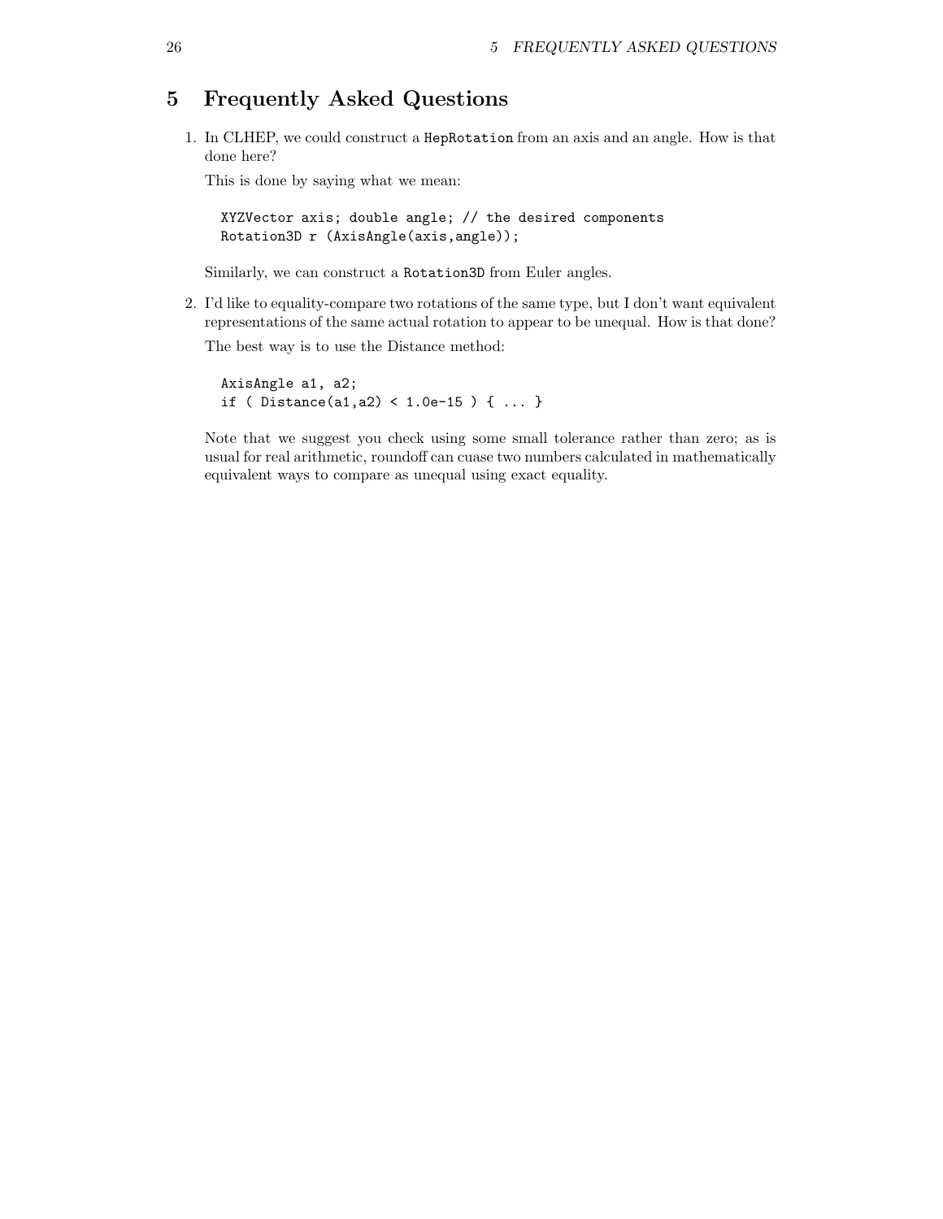# 5 Frequently Asked Questions

1. In CLHEP, we could construct a `HepRotation` from an axis and an angle. How is that done here?

   This is done by saying what we mean:

   ```
   XYZVector axis; double angle; // the desired components
   Rotation3D r (AxisAngle(axis,angle));
   ```

   Similarly, we can construct a `Rotation3D` from Euler angles.

2. I'd like to equality-compare two rotations of the same type, but I don't want equivalent representations of the same actual rotation to appear to be unequal. How is that done?

   The best way is to use the Distance method:

   ```
   AxisAngle a1, a2;
   if ( Distance(a1,a2) < 1.0e-15 ) { ... }
   ```

   Note that we suggest you check using some small tolerance rather than zero; as is usual for real arithmetic, roundoff can cuase two numbers calculated in mathematically equivalent ways to compare as unequal using exact equality.